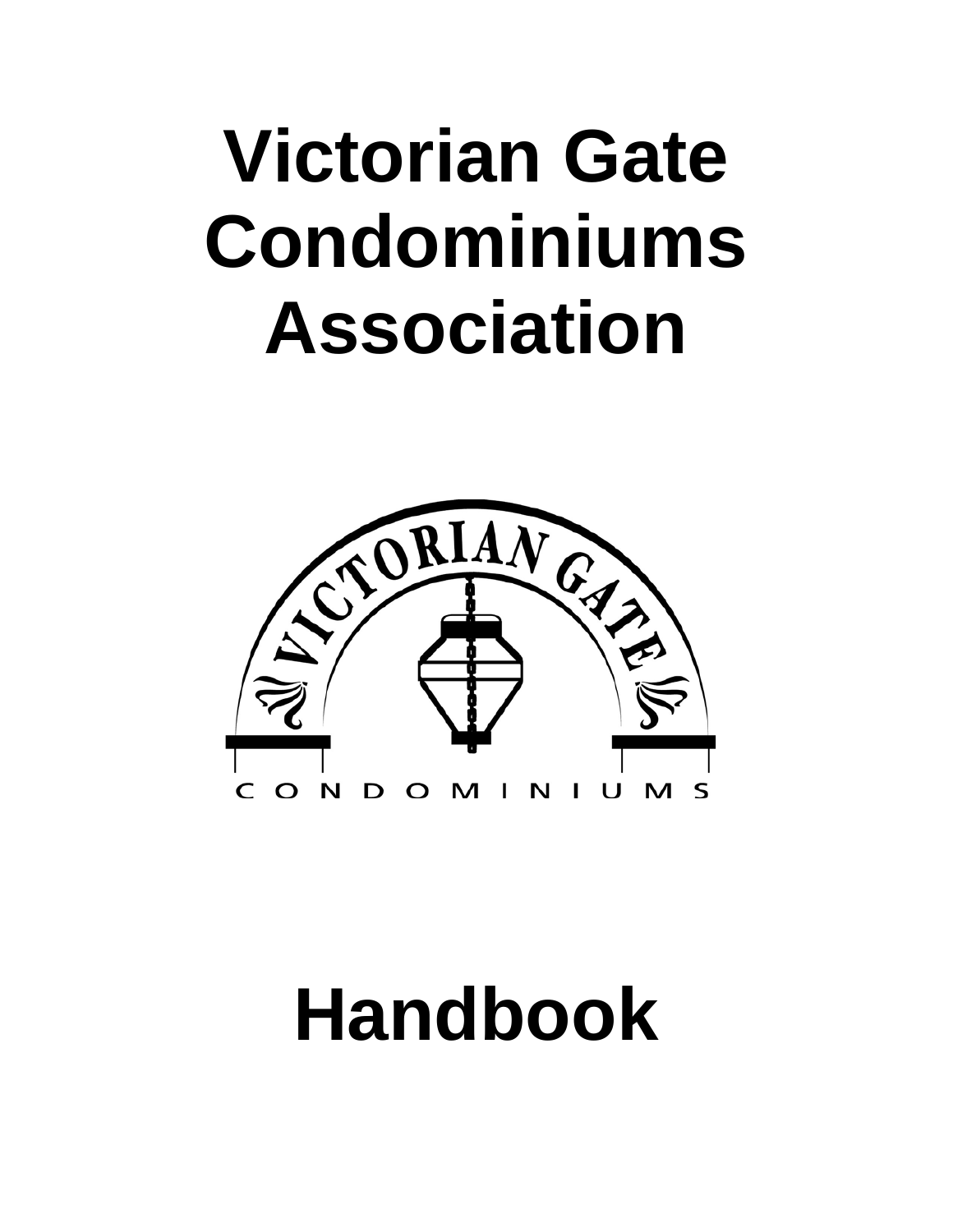# Victorian Gate Condominiums Association

# Handbook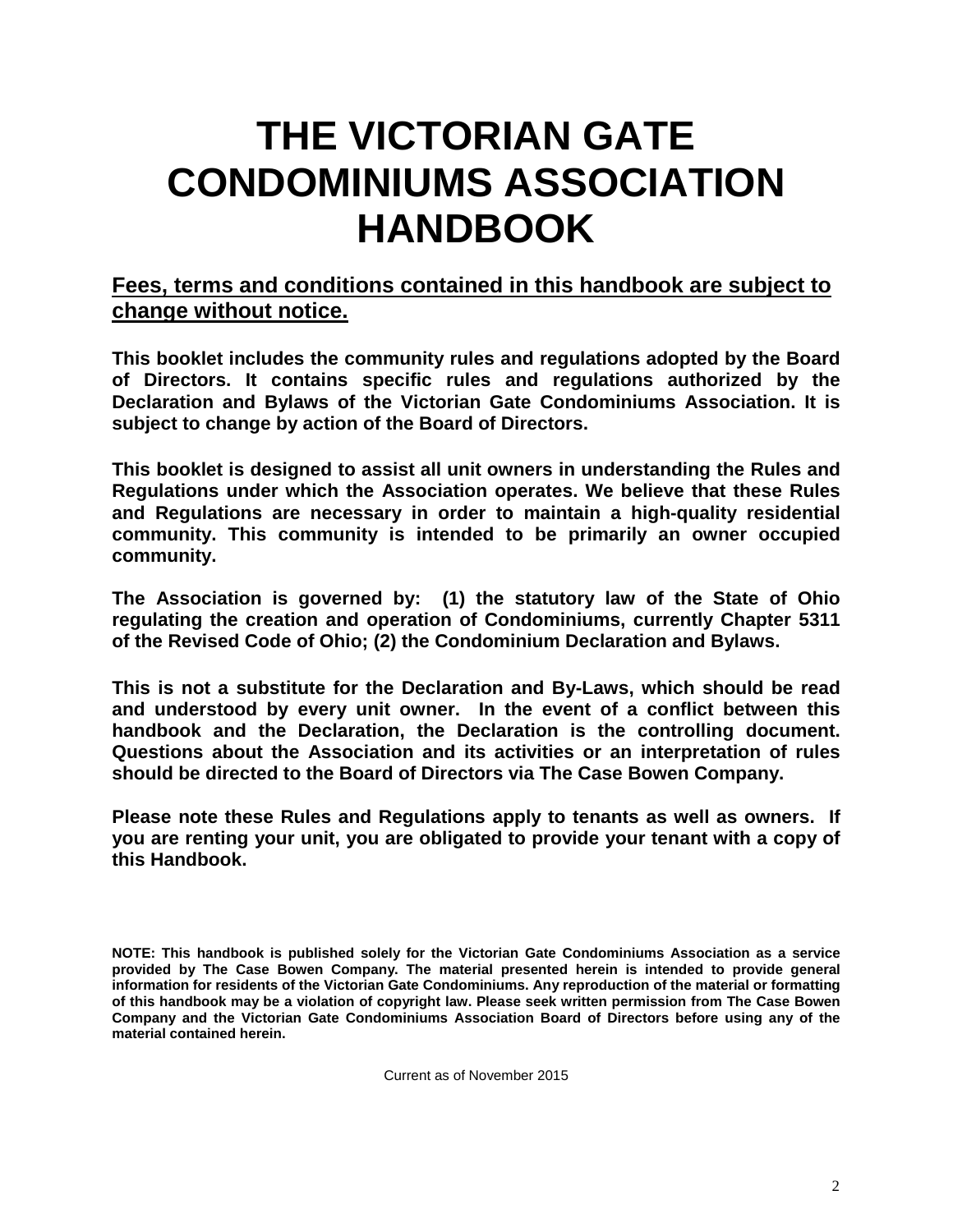# THE VICTORIAN GATE CONDOMINIUMS ASSOCIATION HANDBOOK

**Fees, terms and conditions contained in this handbook are subject to change without notice.**

**This booklet includes the community rules and regulations adopted by the Board of Directors. It contains specific rules and regulations authorized by the Declaration and Bylaws of the Victorian Gate Condominiums Association. It is subject to change by action of the Board of Directors.**

**This booklet is designed to assist all unit owners in understanding the Rules and Regulations under which the Association operates. We believe that these Rules and Regulations are necessary in order to maintain a high-quality residential community. This community is intended to be primarily an owner occupied community.**

**The Association is governed by: (1) the statutory law of the State of Ohio regulating the creation and operation of Condominiums, currently Chapter 5311 of the Revised Code of Ohio; (2) the Condominium Declaration and Bylaws.**

**This is not a substitute for the Declaration and By-Laws, which should be read and understood by every unit owner. In the event of a conflict between this handbook and the Declaration, the Declaration is the controlling document. Questions about the Association and its activities or an interpretation of rules should be directed to the Board of Directors via The Case Bowen Company.**

**Please note these Rules and Regulations apply to tenants as well as owners. If you are renting your unit, you are obligated to provide your tenant with a copy of this Handbook.**

**NOTE: This handbook is published solely for the Victorian Gate Condominiums Association as a service provided by The Case Bowen Company. The material presented herein is intended to provide general information for residents of the Victorian Gate Condominiums. Any reproduction of the material or formatting of this handbook may be a violation of copyright law. Please seek written permission from The Case Bowen Company and the Victorian Gate Condominiums Association Board of Directors before using any of the material contained herein.**

Current as of November 2015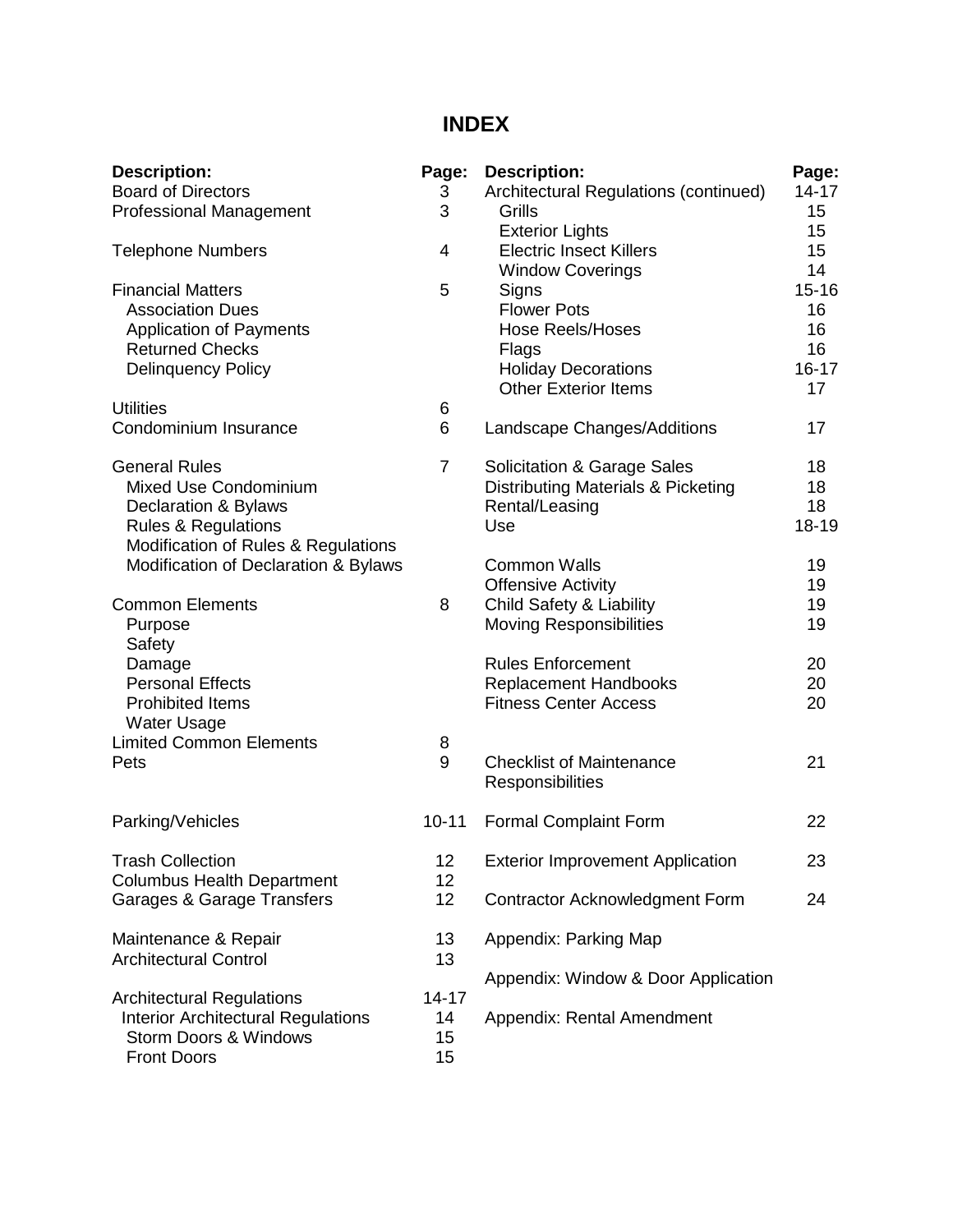# INDEX

| Description: | Page: |
|---|---|
| Board of Directors | 3 |
| Professional Management | 3 |
| Telephone Numbers | 4 |
| Financial Matters | 5 |
| Association Dues | |
| Application of Payments | |
| Returned Checks | |
| Delinquency Policy | |
| Utilities | 6 |
| Condominium Insurance | 6 |
| General Rules | 7 |
| Mixed Use Condominium | |
| Declaration & Bylaws | |
| Rules & Regulations | |
| Modification of Rules & Regulations | |
| Modification of Declaration & Bylaws | |
| Common Elements | 8 |
| Purpose | |
| Safety | |
| Damage | |
| Personal Effects | |
| Prohibited Items | |
| Water Usage | |
| Limited Common Elements | 8 |
| Pets | 9 |
| Parking/Vehicles | 10-11 |
| Trash Collection | 12 |
| Columbus Health Department | 12 |
| Garages & Garage Transfers | 12 |
| Maintenance & Repair | 13 |
| Architectural Control | 13 |
| Architectural Regulations | 14-17 |
| Interior Architectural Regulations | 14 |
| Storm Doors & Windows | 15 |
| Front Doors | 15 |

| Description: | Page: |
|---|---|
| Architectural Regulations (continued) | 14-17 |
| Grills | 15 |
| Exterior Lights | 15 |
| Electric Insect Killers | 15 |
| Window Coverings | 14 |
| Signs | 15-16 |
| Flower Pots | 16 |
| Hose Reels/Hoses | 16 |
| Flags | 16 |
| Holiday Decorations | 16-17 |
| Other Exterior Items | 17 |
| Landscape Changes/Additions | 17 |
| Solicitation & Garage Sales | 18 |
| Distributing Materials & Picketing | 18 |
| Rental/Leasing | 18 |
| Use | 18-19 |
| Common Walls | 19 |
| Offensive Activity | 19 |
| Child Safety & Liability | 19 |
| Moving Responsibilities | 19 |
| Rules Enforcement | 20 |
| Replacement Handbooks | 20 |
| Fitness Center Access | 20 |
| Checklist of Maintenance Responsibilities | 21 |
| Formal Complaint Form | 22 |
| Exterior Improvement Application | 23 |
| Contractor Acknowledgment Form | 24 |
| Appendix: Parking Map | |
| Appendix: Window & Door Application | |
| Appendix: Rental Amendment | |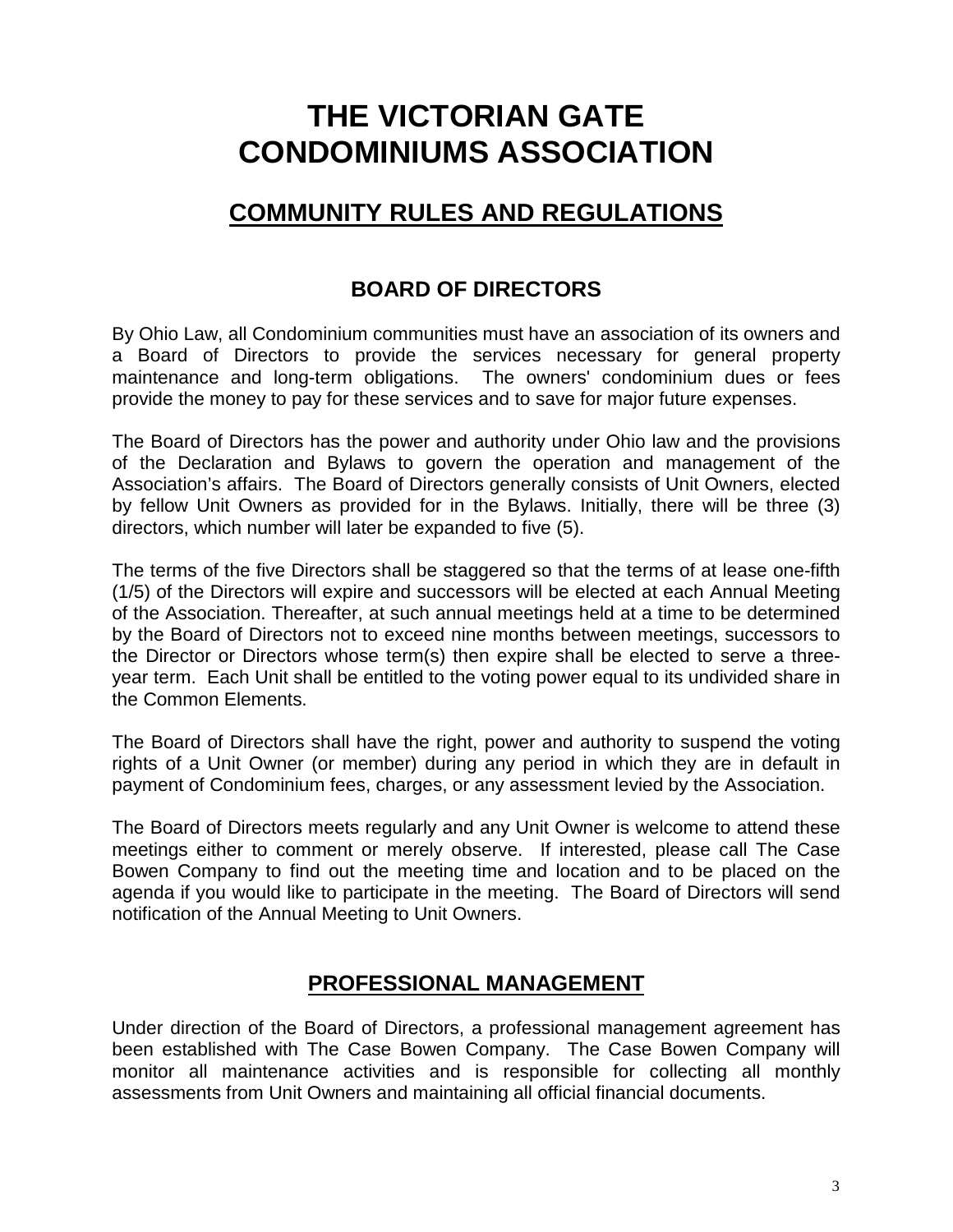# THE VICTORIAN GATE CONDOMINIUMS ASSOCIATION

## COMMUNITY RULES AND REGULATIONS

### BOARD OF DIRECTORS

By Ohio Law, all Condominium communities must have an association of its owners and a Board of Directors to provide the services necessary for general property maintenance and long-term obligations. The owners' condominium dues or fees provide the money to pay for these services and to save for major future expenses.

The Board of Directors has the power and authority under Ohio law and the provisions of the Declaration and Bylaws to govern the operation and management of the Association's affairs. The Board of Directors generally consists of Unit Owners, elected by fellow Unit Owners as provided for in the Bylaws. Initially, there will be three (3) directors, which number will later be expanded to five (5).

The terms of the five Directors shall be staggered so that the terms of at lease one-fifth (1/5) of the Directors will expire and successors will be elected at each Annual Meeting of the Association. Thereafter, at such annual meetings held at a time to be determined by the Board of Directors not to exceed nine months between meetings, successors to the Director or Directors whose term(s) then expire shall be elected to serve a three-year term. Each Unit shall be entitled to the voting power equal to its undivided share in the Common Elements.

The Board of Directors shall have the right, power and authority to suspend the voting rights of a Unit Owner (or member) during any period in which they are in default in payment of Condominium fees, charges, or any assessment levied by the Association.

The Board of Directors meets regularly and any Unit Owner is welcome to attend these meetings either to comment or merely observe. If interested, please call The Case Bowen Company to find out the meeting time and location and to be placed on the agenda if you would like to participate in the meeting. The Board of Directors will send notification of the Annual Meeting to Unit Owners.

### PROFESSIONAL MANAGEMENT

Under direction of the Board of Directors, a professional management agreement has been established with The Case Bowen Company. The Case Bowen Company will monitor all maintenance activities and is responsible for collecting all monthly assessments from Unit Owners and maintaining all official financial documents.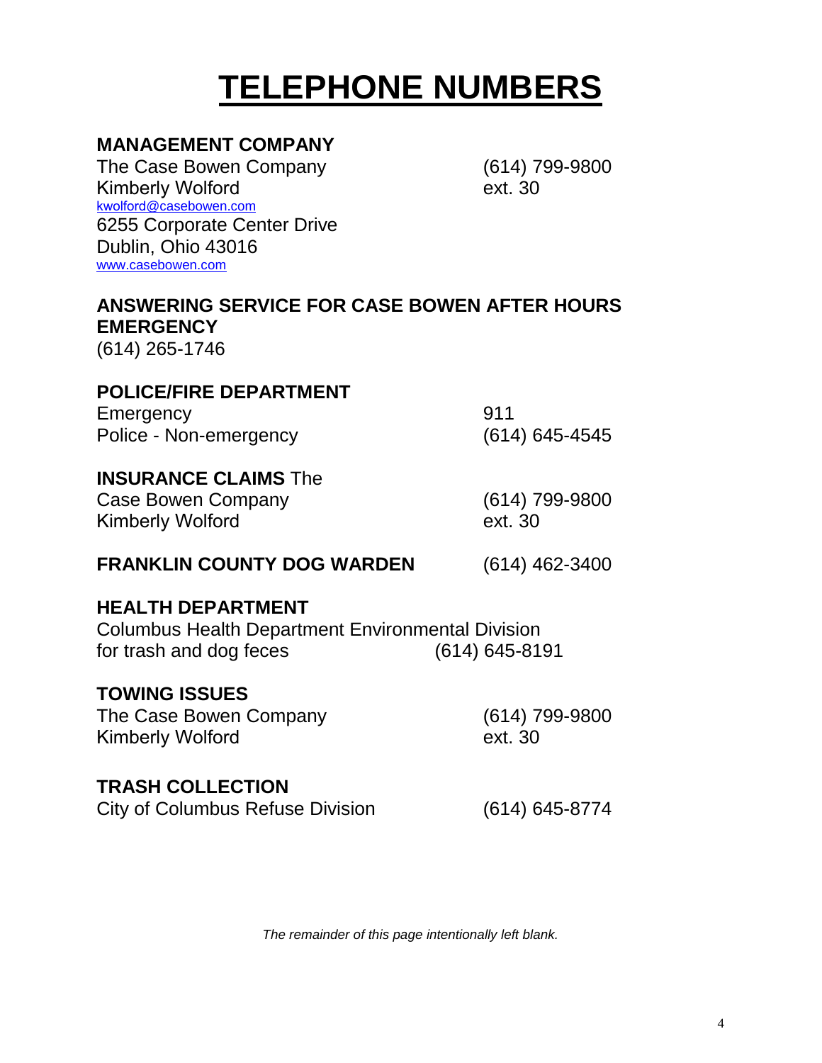# TELEPHONE NUMBERS

**MANAGEMENT COMPANY**

The Case Bowen Company (614) 799-9800
Kimberly Wolford ext. 30
kwolford@casebowen.com
6255 Corporate Center Drive
Dublin, Ohio 43016
www.casebowen.com

**ANSWERING SERVICE FOR CASE BOWEN AFTER HOURS EMERGENCY**

(614) 265-1746

**POLICE/FIRE DEPARTMENT**

Emergency 911
Police - Non-emergency (614) 645-4545

**INSURANCE CLAIMS** The Case Bowen Company (614) 799-9800
Kimberly Wolford ext. 30

**FRANKLIN COUNTY DOG WARDEN** (614) 462-3400

**HEALTH DEPARTMENT**

Columbus Health Department Environmental Division
for trash and dog feces (614) 645-8191

**TOWING ISSUES**

The Case Bowen Company (614) 799-9800
Kimberly Wolford ext. 30

**TRASH COLLECTION**

City of Columbus Refuse Division (614) 645-8774

*The remainder of this page intentionally left blank.*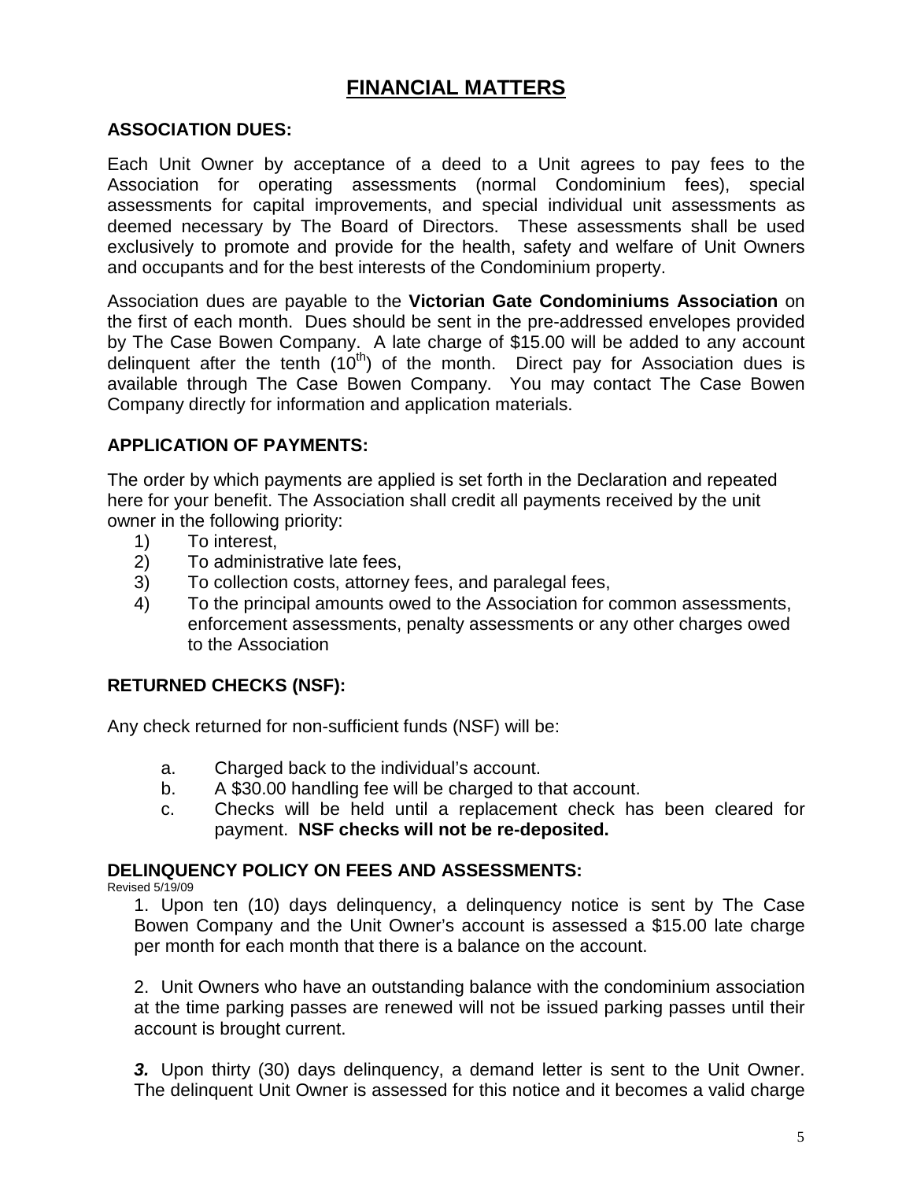# FINANCIAL MATTERS

### ASSOCIATION DUES:

Each Unit Owner by acceptance of a deed to a Unit agrees to pay fees to the Association for operating assessments (normal Condominium fees), special assessments for capital improvements, and special individual unit assessments as deemed necessary by The Board of Directors. These assessments shall be used exclusively to promote and provide for the health, safety and welfare of Unit Owners and occupants and for the best interests of the Condominium property.

Association dues are payable to the **Victorian Gate Condominiums Association** on the first of each month. Dues should be sent in the pre-addressed envelopes provided by The Case Bowen Company. A late charge of $15.00 will be added to any account delinquent after the tenth (10th) of the month. Direct pay for Association dues is available through The Case Bowen Company. You may contact The Case Bowen Company directly for information and application materials.

### APPLICATION OF PAYMENTS:

The order by which payments are applied is set forth in the Declaration and repeated here for your benefit. The Association shall credit all payments received by the unit owner in the following priority:

1) To interest,
2) To administrative late fees,
3) To collection costs, attorney fees, and paralegal fees,
4) To the principal amounts owed to the Association for common assessments, enforcement assessments, penalty assessments or any other charges owed to the Association

### RETURNED CHECKS (NSF):

Any check returned for non-sufficient funds (NSF) will be:

a. Charged back to the individual's account.
b. A $30.00 handling fee will be charged to that account.
c. Checks will be held until a replacement check has been cleared for payment. **NSF checks will not be re-deposited.**

### DELINQUENCY POLICY ON FEES AND ASSESSMENTS:

Revised 5/19/09

1. Upon ten (10) days delinquency, a delinquency notice is sent by The Case Bowen Company and the Unit Owner's account is assessed a $15.00 late charge per month for each month that there is a balance on the account.

2. Unit Owners who have an outstanding balance with the condominium association at the time parking passes are renewed will not be issued parking passes until their account is brought current.

***3.*** Upon thirty (30) days delinquency, a demand letter is sent to the Unit Owner. The delinquent Unit Owner is assessed for this notice and it becomes a valid charge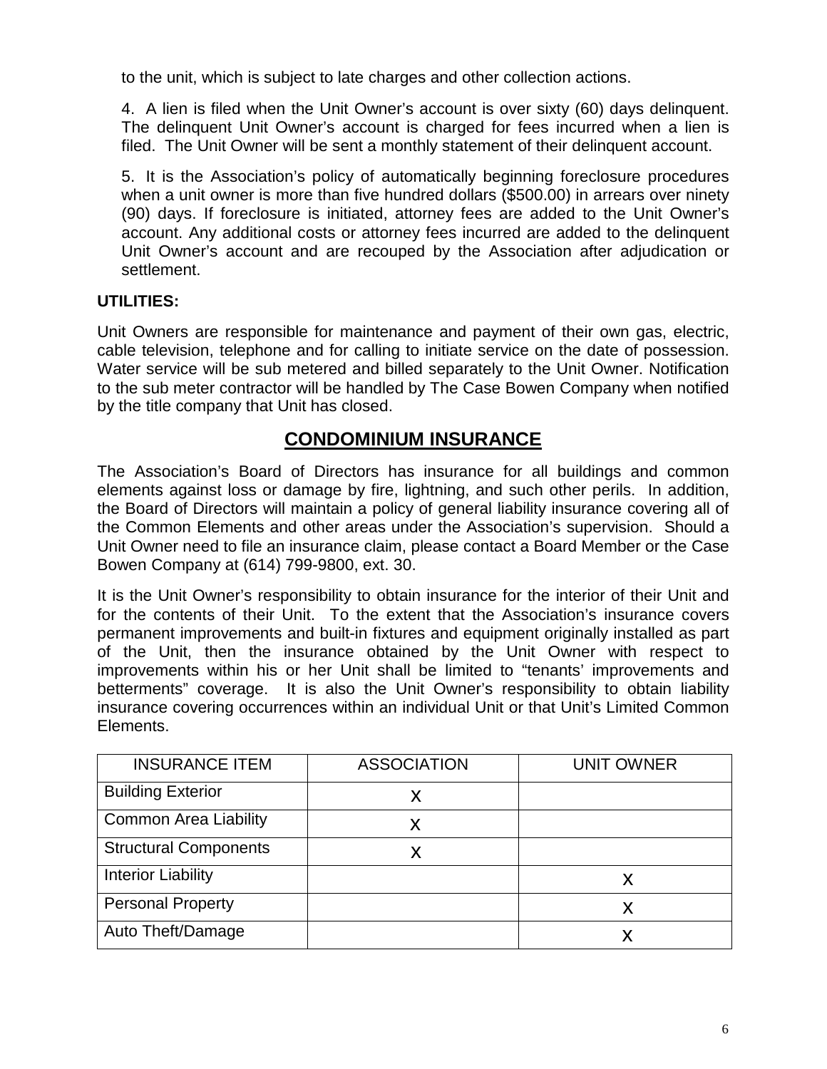to the unit, which is subject to late charges and other collection actions.

4. A lien is filed when the Unit Owner's account is over sixty (60) days delinquent. The delinquent Unit Owner's account is charged for fees incurred when a lien is filed. The Unit Owner will be sent a monthly statement of their delinquent account.

5. It is the Association's policy of automatically beginning foreclosure procedures when a unit owner is more than five hundred dollars ($500.00) in arrears over ninety (90) days. If foreclosure is initiated, attorney fees are added to the Unit Owner's account. Any additional costs or attorney fees incurred are added to the delinquent Unit Owner's account and are recouped by the Association after adjudication or settlement.

**UTILITIES:**

Unit Owners are responsible for maintenance and payment of their own gas, electric, cable television, telephone and for calling to initiate service on the date of possession. Water service will be sub metered and billed separately to the Unit Owner. Notification to the sub meter contractor will be handled by The Case Bowen Company when notified by the title company that Unit has closed.

## CONDOMINIUM INSURANCE

The Association's Board of Directors has insurance for all buildings and common elements against loss or damage by fire, lightning, and such other perils. In addition, the Board of Directors will maintain a policy of general liability insurance covering all of the Common Elements and other areas under the Association's supervision. Should a Unit Owner need to file an insurance claim, please contact a Board Member or the Case Bowen Company at (614) 799-9800, ext. 30.

It is the Unit Owner's responsibility to obtain insurance for the interior of their Unit and for the contents of their Unit. To the extent that the Association's insurance covers permanent improvements and built-in fixtures and equipment originally installed as part of the Unit, then the insurance obtained by the Unit Owner with respect to improvements within his or her Unit shall be limited to "tenants' improvements and betterments" coverage. It is also the Unit Owner's responsibility to obtain liability insurance covering occurrences within an individual Unit or that Unit's Limited Common Elements.

| INSURANCE ITEM | ASSOCIATION | UNIT OWNER |
|---|---|---|
| Building Exterior | X | |
| Common Area Liability | X | |
| Structural Components | X | |
| Interior Liability | | X |
| Personal Property | | X |
| Auto Theft/Damage | | X |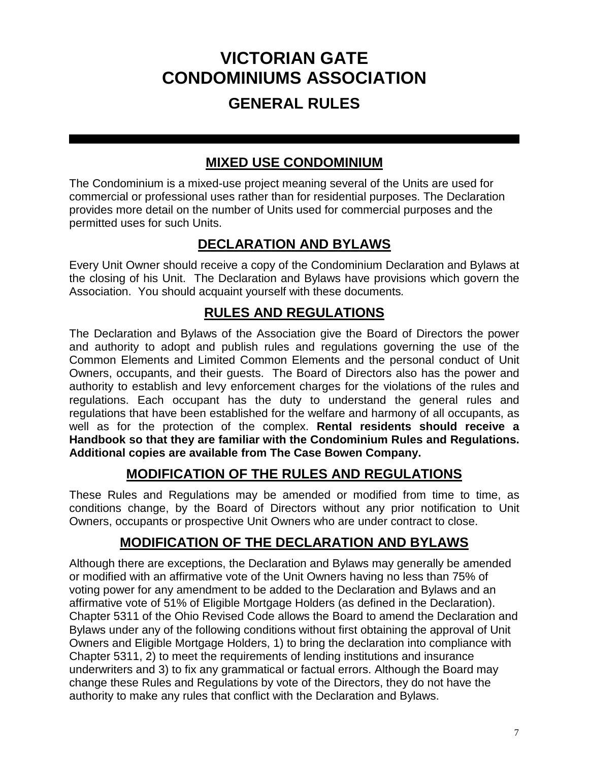# VICTORIAN GATE CONDOMINIUMS ASSOCIATION

## GENERAL RULES

---

### MIXED USE CONDOMINIUM

The Condominium is a mixed-use project meaning several of the Units are used for commercial or professional uses rather than for residential purposes. The Declaration provides more detail on the number of Units used for commercial purposes and the permitted uses for such Units.

### DECLARATION AND BYLAWS

Every Unit Owner should receive a copy of the Condominium Declaration and Bylaws at the closing of his Unit. The Declaration and Bylaws have provisions which govern the Association. You should acquaint yourself with these documents.

### RULES AND REGULATIONS

The Declaration and Bylaws of the Association give the Board of Directors the power and authority to adopt and publish rules and regulations governing the use of the Common Elements and Limited Common Elements and the personal conduct of Unit Owners, occupants, and their guests. The Board of Directors also has the power and authority to establish and levy enforcement charges for the violations of the rules and regulations. Each occupant has the duty to understand the general rules and regulations that have been established for the welfare and harmony of all occupants, as well as for the protection of the complex. **Rental residents should receive a Handbook so that they are familiar with the Condominium Rules and Regulations. Additional copies are available from The Case Bowen Company.**

### MODIFICATION OF THE RULES AND REGULATIONS

These Rules and Regulations may be amended or modified from time to time, as conditions change, by the Board of Directors without any prior notification to Unit Owners, occupants or prospective Unit Owners who are under contract to close.

### MODIFICATION OF THE DECLARATION AND BYLAWS

Although there are exceptions, the Declaration and Bylaws may generally be amended or modified with an affirmative vote of the Unit Owners having no less than 75% of voting power for any amendment to be added to the Declaration and Bylaws and an affirmative vote of 51% of Eligible Mortgage Holders (as defined in the Declaration). Chapter 5311 of the Ohio Revised Code allows the Board to amend the Declaration and Bylaws under any of the following conditions without first obtaining the approval of Unit Owners and Eligible Mortgage Holders, 1) to bring the declaration into compliance with Chapter 5311, 2) to meet the requirements of lending institutions and insurance underwriters and 3) to fix any grammatical or factual errors. Although the Board may change these Rules and Regulations by vote of the Directors, they do not have the authority to make any rules that conflict with the Declaration and Bylaws.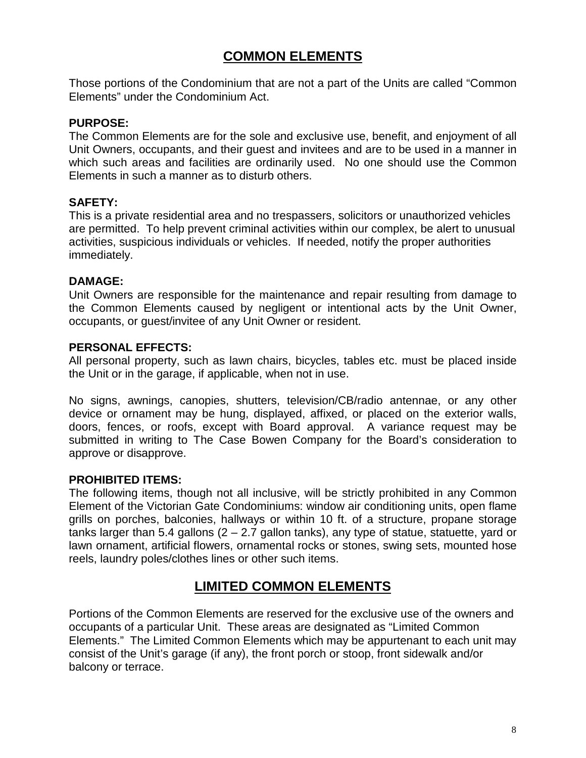## COMMON ELEMENTS

Those portions of the Condominium that are not a part of the Units are called "Common Elements" under the Condominium Act.

**PURPOSE:**
The Common Elements are for the sole and exclusive use, benefit, and enjoyment of all Unit Owners, occupants, and their guest and invitees and are to be used in a manner in which such areas and facilities are ordinarily used. No one should use the Common Elements in such a manner as to disturb others.

**SAFETY:**
This is a private residential area and no trespassers, solicitors or unauthorized vehicles are permitted. To help prevent criminal activities within our complex, be alert to unusual activities, suspicious individuals or vehicles. If needed, notify the proper authorities immediately.

**DAMAGE:**
Unit Owners are responsible for the maintenance and repair resulting from damage to the Common Elements caused by negligent or intentional acts by the Unit Owner, occupants, or guest/invitee of any Unit Owner or resident.

**PERSONAL EFFECTS:**
All personal property, such as lawn chairs, bicycles, tables etc. must be placed inside the Unit or in the garage, if applicable, when not in use.

No signs, awnings, canopies, shutters, television/CB/radio antennae, or any other device or ornament may be hung, displayed, affixed, or placed on the exterior walls, doors, fences, or roofs, except with Board approval. A variance request may be submitted in writing to The Case Bowen Company for the Board's consideration to approve or disapprove.

**PROHIBITED ITEMS:**
The following items, though not all inclusive, will be strictly prohibited in any Common Element of the Victorian Gate Condominiums: window air conditioning units, open flame grills on porches, balconies, hallways or within 10 ft. of a structure, propane storage tanks larger than 5.4 gallons (2 – 2.7 gallon tanks), any type of statue, statuette, yard or lawn ornament, artificial flowers, ornamental rocks or stones, swing sets, mounted hose reels, laundry poles/clothes lines or other such items.

## LIMITED COMMON ELEMENTS

Portions of the Common Elements are reserved for the exclusive use of the owners and occupants of a particular Unit. These areas are designated as "Limited Common Elements." The Limited Common Elements which may be appurtenant to each unit may consist of the Unit's garage (if any), the front porch or stoop, front sidewalk and/or balcony or terrace.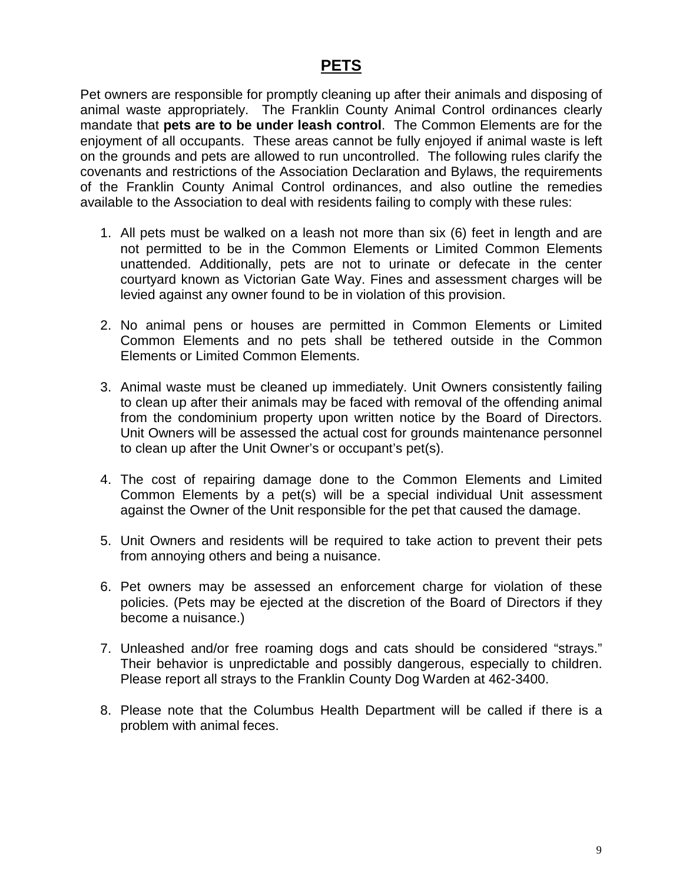# PETS

Pet owners are responsible for promptly cleaning up after their animals and disposing of animal waste appropriately. The Franklin County Animal Control ordinances clearly mandate that **pets are to be under leash control**. The Common Elements are for the enjoyment of all occupants. These areas cannot be fully enjoyed if animal waste is left on the grounds and pets are allowed to run uncontrolled. The following rules clarify the covenants and restrictions of the Association Declaration and Bylaws, the requirements of the Franklin County Animal Control ordinances, and also outline the remedies available to the Association to deal with residents failing to comply with these rules:

1. All pets must be walked on a leash not more than six (6) feet in length and are not permitted to be in the Common Elements or Limited Common Elements unattended. Additionally, pets are not to urinate or defecate in the center courtyard known as Victorian Gate Way. Fines and assessment charges will be levied against any owner found to be in violation of this provision.

2. No animal pens or houses are permitted in Common Elements or Limited Common Elements and no pets shall be tethered outside in the Common Elements or Limited Common Elements.

3. Animal waste must be cleaned up immediately. Unit Owners consistently failing to clean up after their animals may be faced with removal of the offending animal from the condominium property upon written notice by the Board of Directors. Unit Owners will be assessed the actual cost for grounds maintenance personnel to clean up after the Unit Owner's or occupant's pet(s).

4. The cost of repairing damage done to the Common Elements and Limited Common Elements by a pet(s) will be a special individual Unit assessment against the Owner of the Unit responsible for the pet that caused the damage.

5. Unit Owners and residents will be required to take action to prevent their pets from annoying others and being a nuisance.

6. Pet owners may be assessed an enforcement charge for violation of these policies. (Pets may be ejected at the discretion of the Board of Directors if they become a nuisance.)

7. Unleashed and/or free roaming dogs and cats should be considered "strays." Their behavior is unpredictable and possibly dangerous, especially to children. Please report all strays to the Franklin County Dog Warden at 462-3400.

8. Please note that the Columbus Health Department will be called if there is a problem with animal feces.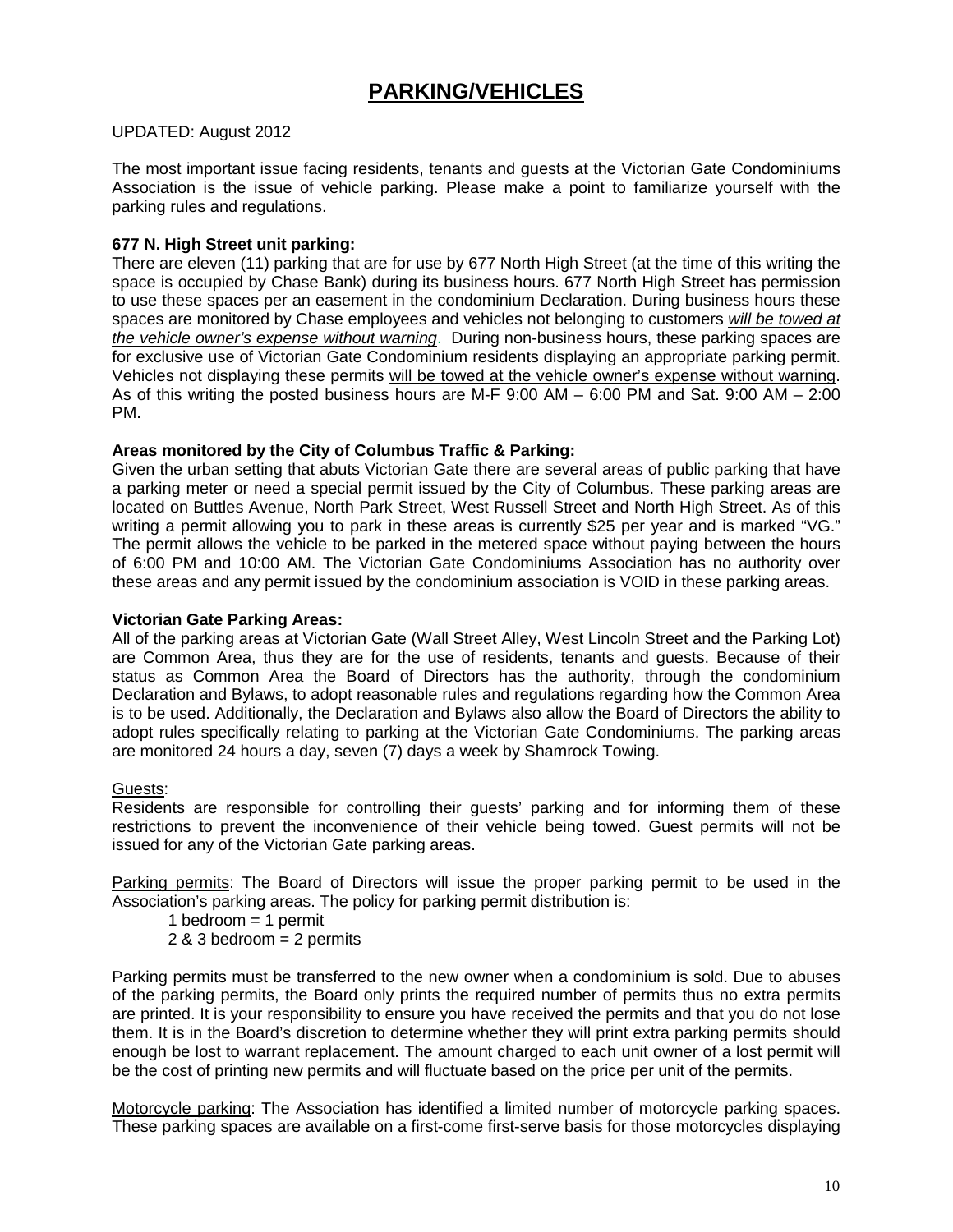# PARKING/VEHICLES

UPDATED: August 2012

The most important issue facing residents, tenants and guests at the Victorian Gate Condominiums Association is the issue of vehicle parking. Please make a point to familiarize yourself with the parking rules and regulations.

**677 N. High Street unit parking:**

There are eleven (11) parking that are for use by 677 North High Street (at the time of this writing the space is occupied by Chase Bank) during its business hours. 677 North High Street has permission to use these spaces per an easement in the condominium Declaration. During business hours these spaces are monitored by Chase employees and vehicles not belonging to customers *will be towed at the vehicle owner's expense without warning*. During non-business hours, these parking spaces are for exclusive use of Victorian Gate Condominium residents displaying an appropriate parking permit. Vehicles not displaying these permits will be towed at the vehicle owner's expense without warning. As of this writing the posted business hours are M-F 9:00 AM – 6:00 PM and Sat. 9:00 AM – 2:00 PM.

**Areas monitored by the City of Columbus Traffic & Parking:**

Given the urban setting that abuts Victorian Gate there are several areas of public parking that have a parking meter or need a special permit issued by the City of Columbus. These parking areas are located on Buttles Avenue, North Park Street, West Russell Street and North High Street. As of this writing a permit allowing you to park in these areas is currently $25 per year and is marked "VG." The permit allows the vehicle to be parked in the metered space without paying between the hours of 6:00 PM and 10:00 AM. The Victorian Gate Condominiums Association has no authority over these areas and any permit issued by the condominium association is VOID in these parking areas.

**Victorian Gate Parking Areas:**

All of the parking areas at Victorian Gate (Wall Street Alley, West Lincoln Street and the Parking Lot) are Common Area, thus they are for the use of residents, tenants and guests. Because of their status as Common Area the Board of Directors has the authority, through the condominium Declaration and Bylaws, to adopt reasonable rules and regulations regarding how the Common Area is to be used. Additionally, the Declaration and Bylaws also allow the Board of Directors the ability to adopt rules specifically relating to parking at the Victorian Gate Condominiums. The parking areas are monitored 24 hours a day, seven (7) days a week by Shamrock Towing.

Guests:

Residents are responsible for controlling their guests' parking and for informing them of these restrictions to prevent the inconvenience of their vehicle being towed. Guest permits will not be issued for any of the Victorian Gate parking areas.

Parking permits: The Board of Directors will issue the proper parking permit to be used in the Association's parking areas. The policy for parking permit distribution is:

1 bedroom = 1 permit
2 & 3 bedroom = 2 permits

Parking permits must be transferred to the new owner when a condominium is sold. Due to abuses of the parking permits, the Board only prints the required number of permits thus no extra permits are printed. It is your responsibility to ensure you have received the permits and that you do not lose them. It is in the Board's discretion to determine whether they will print extra parking permits should enough be lost to warrant replacement. The amount charged to each unit owner of a lost permit will be the cost of printing new permits and will fluctuate based on the price per unit of the permits.

Motorcycle parking: The Association has identified a limited number of motorcycle parking spaces. These parking spaces are available on a first-come first-serve basis for those motorcycles displaying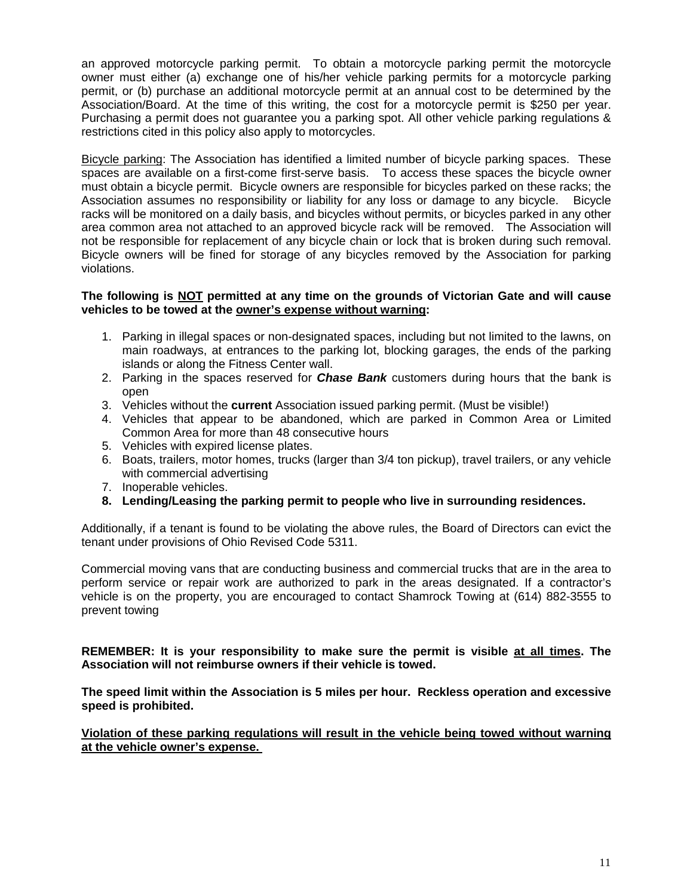an approved motorcycle parking permit. To obtain a motorcycle parking permit the motorcycle owner must either (a) exchange one of his/her vehicle parking permits for a motorcycle parking permit, or (b) purchase an additional motorcycle permit at an annual cost to be determined by the Association/Board. At the time of this writing, the cost for a motorcycle permit is $250 per year. Purchasing a permit does not guarantee you a parking spot. All other vehicle parking regulations & restrictions cited in this policy also apply to motorcycles.

Bicycle parking: The Association has identified a limited number of bicycle parking spaces. These spaces are available on a first-come first-serve basis. To access these spaces the bicycle owner must obtain a bicycle permit. Bicycle owners are responsible for bicycles parked on these racks; the Association assumes no responsibility or liability for any loss or damage to any bicycle. Bicycle racks will be monitored on a daily basis, and bicycles without permits, or bicycles parked in any other area common area not attached to an approved bicycle rack will be removed. The Association will not be responsible for replacement of any bicycle chain or lock that is broken during such removal. Bicycle owners will be fined for storage of any bicycles removed by the Association for parking violations.

**The following is NOT permitted at any time on the grounds of Victorian Gate and will cause vehicles to be towed at the owner's expense without warning:**

1. Parking in illegal spaces or non-designated spaces, including but not limited to the lawns, on main roadways, at entrances to the parking lot, blocking garages, the ends of the parking islands or along the Fitness Center wall.
2. Parking in the spaces reserved for ***Chase Bank*** customers during hours that the bank is open
3. Vehicles without the **current** Association issued parking permit. (Must be visible!)
4. Vehicles that appear to be abandoned, which are parked in Common Area or Limited Common Area for more than 48 consecutive hours
5. Vehicles with expired license plates.
6. Boats, trailers, motor homes, trucks (larger than 3/4 ton pickup), travel trailers, or any vehicle with commercial advertising
7. Inoperable vehicles.
8. **Lending/Leasing the parking permit to people who live in surrounding residences.**

Additionally, if a tenant is found to be violating the above rules, the Board of Directors can evict the tenant under provisions of Ohio Revised Code 5311.

Commercial moving vans that are conducting business and commercial trucks that are in the area to perform service or repair work are authorized to park in the areas designated. If a contractor's vehicle is on the property, you are encouraged to contact Shamrock Towing at (614) 882-3555 to prevent towing

**REMEMBER: It is your responsibility to make sure the permit is visible at all times. The Association will not reimburse owners if their vehicle is towed.**

**The speed limit within the Association is 5 miles per hour. Reckless operation and excessive speed is prohibited.**

**Violation of these parking regulations will result in the vehicle being towed without warning at the vehicle owner's expense.**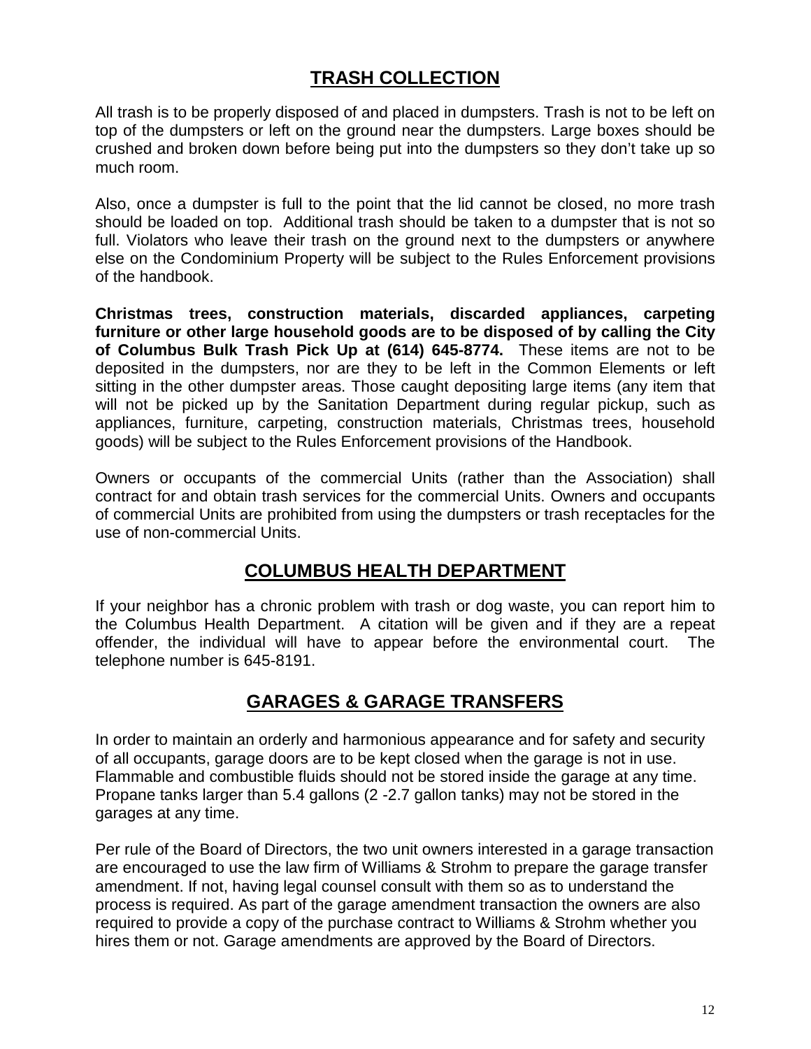## TRASH COLLECTION

All trash is to be properly disposed of and placed in dumpsters. Trash is not to be left on top of the dumpsters or left on the ground near the dumpsters. Large boxes should be crushed and broken down before being put into the dumpsters so they don't take up so much room.

Also, once a dumpster is full to the point that the lid cannot be closed, no more trash should be loaded on top. Additional trash should be taken to a dumpster that is not so full. Violators who leave their trash on the ground next to the dumpsters or anywhere else on the Condominium Property will be subject to the Rules Enforcement provisions of the handbook.

**Christmas trees, construction materials, discarded appliances, carpeting furniture or other large household goods are to be disposed of by calling the City of Columbus Bulk Trash Pick Up at (614) 645-8774.** These items are not to be deposited in the dumpsters, nor are they to be left in the Common Elements or left sitting in the other dumpster areas. Those caught depositing large items (any item that will not be picked up by the Sanitation Department during regular pickup, such as appliances, furniture, carpeting, construction materials, Christmas trees, household goods) will be subject to the Rules Enforcement provisions of the Handbook.

Owners or occupants of the commercial Units (rather than the Association) shall contract for and obtain trash services for the commercial Units. Owners and occupants of commercial Units are prohibited from using the dumpsters or trash receptacles for the use of non-commercial Units.

## COLUMBUS HEALTH DEPARTMENT

If your neighbor has a chronic problem with trash or dog waste, you can report him to the Columbus Health Department. A citation will be given and if they are a repeat offender, the individual will have to appear before the environmental court. The telephone number is 645-8191.

## GARAGES & GARAGE TRANSFERS

In order to maintain an orderly and harmonious appearance and for safety and security of all occupants, garage doors are to be kept closed when the garage is not in use. Flammable and combustible fluids should not be stored inside the garage at any time. Propane tanks larger than 5.4 gallons (2 -2.7 gallon tanks) may not be stored in the garages at any time.

Per rule of the Board of Directors, the two unit owners interested in a garage transaction are encouraged to use the law firm of Williams & Strohm to prepare the garage transfer amendment. If not, having legal counsel consult with them so as to understand the process is required. As part of the garage amendment transaction the owners are also required to provide a copy of the purchase contract to Williams & Strohm whether you hires them or not. Garage amendments are approved by the Board of Directors.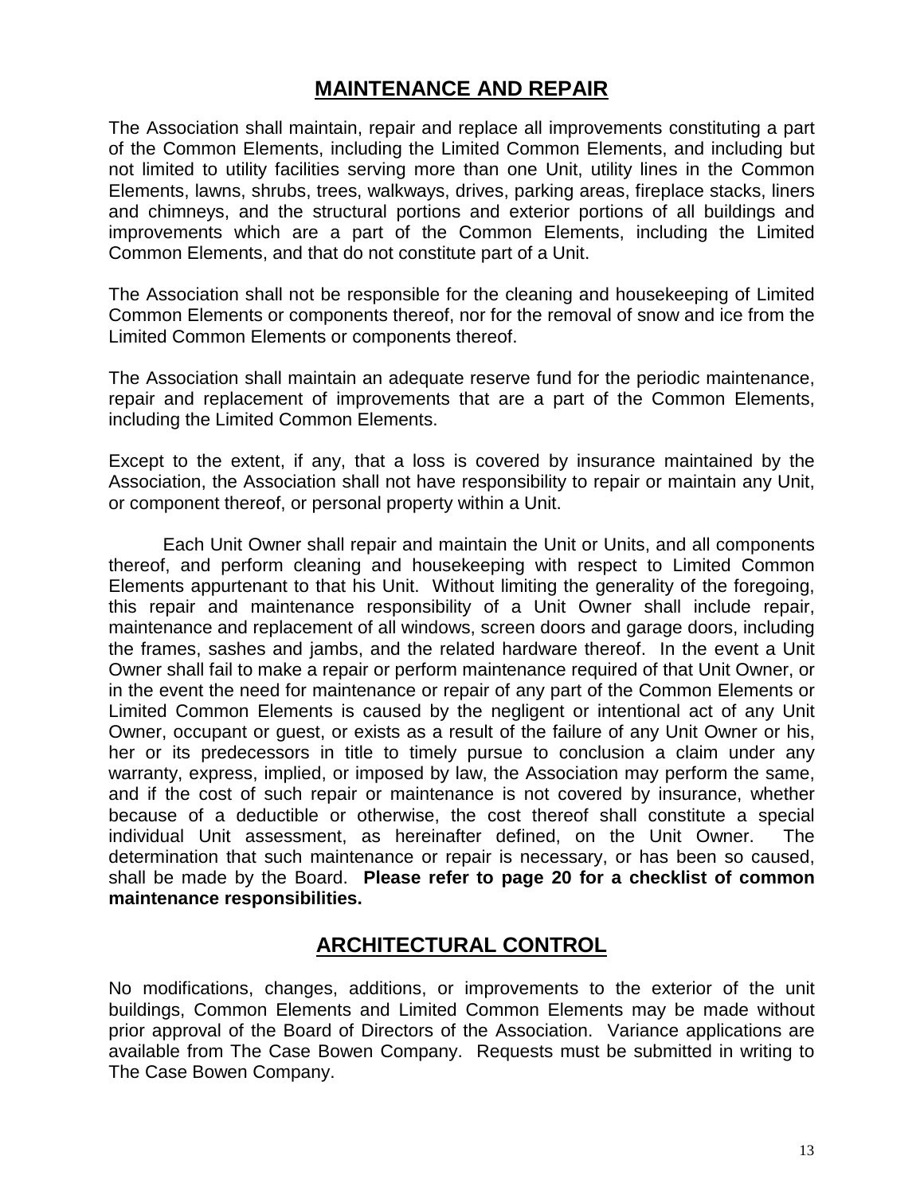## MAINTENANCE AND REPAIR

The Association shall maintain, repair and replace all improvements constituting a part of the Common Elements, including the Limited Common Elements, and including but not limited to utility facilities serving more than one Unit, utility lines in the Common Elements, lawns, shrubs, trees, walkways, drives, parking areas, fireplace stacks, liners and chimneys, and the structural portions and exterior portions of all buildings and improvements which are a part of the Common Elements, including the Limited Common Elements, and that do not constitute part of a Unit.

The Association shall not be responsible for the cleaning and housekeeping of Limited Common Elements or components thereof, nor for the removal of snow and ice from the Limited Common Elements or components thereof.

The Association shall maintain an adequate reserve fund for the periodic maintenance, repair and replacement of improvements that are a part of the Common Elements, including the Limited Common Elements.

Except to the extent, if any, that a loss is covered by insurance maintained by the Association, the Association shall not have responsibility to repair or maintain any Unit, or component thereof, or personal property within a Unit.

Each Unit Owner shall repair and maintain the Unit or Units, and all components thereof, and perform cleaning and housekeeping with respect to Limited Common Elements appurtenant to that his Unit. Without limiting the generality of the foregoing, this repair and maintenance responsibility of a Unit Owner shall include repair, maintenance and replacement of all windows, screen doors and garage doors, including the frames, sashes and jambs, and the related hardware thereof. In the event a Unit Owner shall fail to make a repair or perform maintenance required of that Unit Owner, or in the event the need for maintenance or repair of any part of the Common Elements or Limited Common Elements is caused by the negligent or intentional act of any Unit Owner, occupant or guest, or exists as a result of the failure of any Unit Owner or his, her or its predecessors in title to timely pursue to conclusion a claim under any warranty, express, implied, or imposed by law, the Association may perform the same, and if the cost of such repair or maintenance is not covered by insurance, whether because of a deductible or otherwise, the cost thereof shall constitute a special individual Unit assessment, as hereinafter defined, on the Unit Owner. The determination that such maintenance or repair is necessary, or has been so caused, shall be made by the Board. **Please refer to page 20 for a checklist of common maintenance responsibilities.**

## ARCHITECTURAL CONTROL

No modifications, changes, additions, or improvements to the exterior of the unit buildings, Common Elements and Limited Common Elements may be made without prior approval of the Board of Directors of the Association. Variance applications are available from The Case Bowen Company. Requests must be submitted in writing to The Case Bowen Company.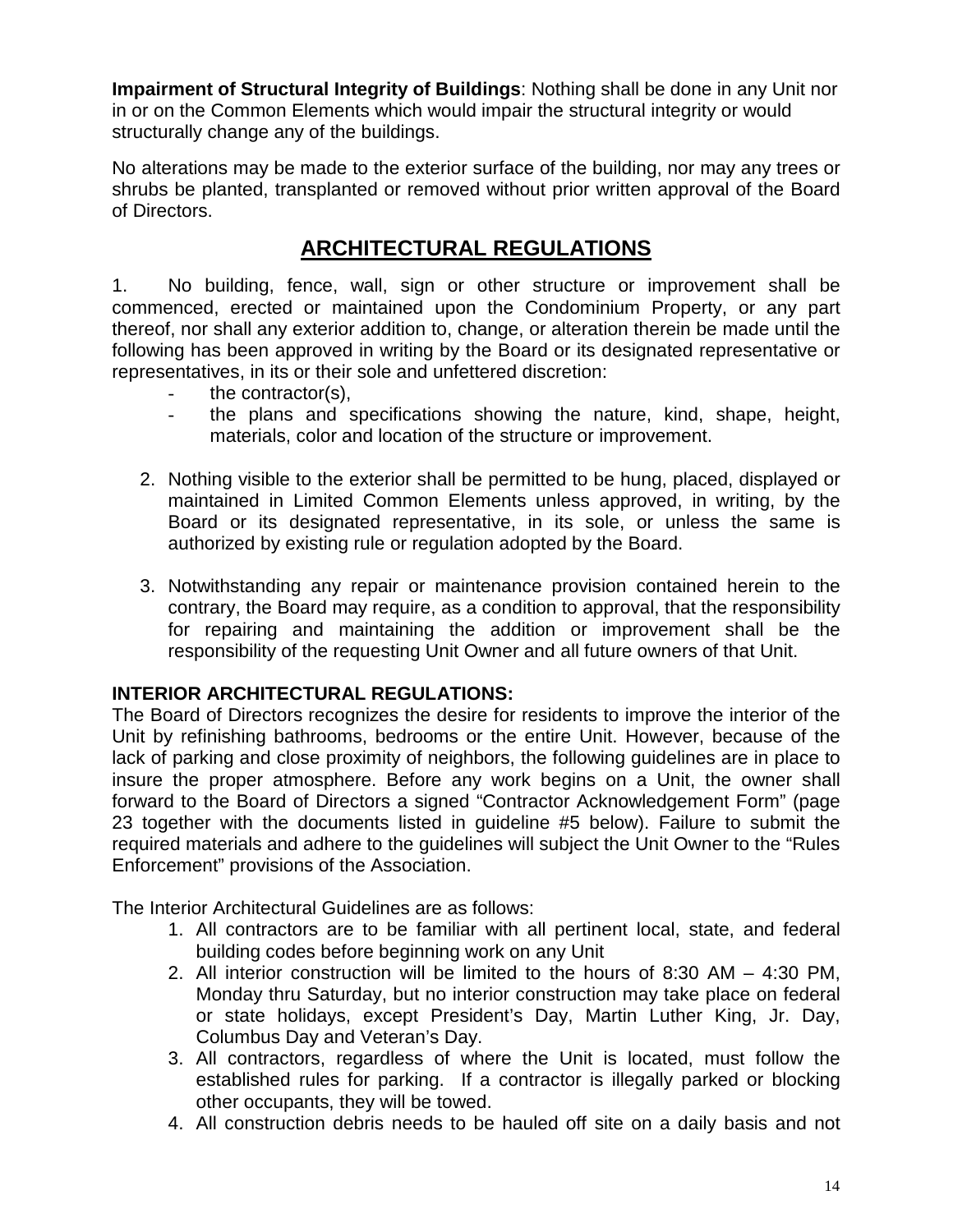**Impairment of Structural Integrity of Buildings**: Nothing shall be done in any Unit nor in or on the Common Elements which would impair the structural integrity or would structurally change any of the buildings.

No alterations may be made to the exterior surface of the building, nor may any trees or shrubs be planted, transplanted or removed without prior written approval of the Board of Directors.

## ARCHITECTURAL REGULATIONS

1. No building, fence, wall, sign or other structure or improvement shall be commenced, erected or maintained upon the Condominium Property, or any part thereof, nor shall any exterior addition to, change, or alteration therein be made until the following has been approved in writing by the Board or its designated representative or representatives, in its or their sole and unfettered discretion:
   - the contractor(s),
   - the plans and specifications showing the nature, kind, shape, height, materials, color and location of the structure or improvement.

2. Nothing visible to the exterior shall be permitted to be hung, placed, displayed or maintained in Limited Common Elements unless approved, in writing, by the Board or its designated representative, in its sole, or unless the same is authorized by existing rule or regulation adopted by the Board.

3. Notwithstanding any repair or maintenance provision contained herein to the contrary, the Board may require, as a condition to approval, that the responsibility for repairing and maintaining the addition or improvement shall be the responsibility of the requesting Unit Owner and all future owners of that Unit.

**INTERIOR ARCHITECTURAL REGULATIONS:**

The Board of Directors recognizes the desire for residents to improve the interior of the Unit by refinishing bathrooms, bedrooms or the entire Unit. However, because of the lack of parking and close proximity of neighbors, the following guidelines are in place to insure the proper atmosphere. Before any work begins on a Unit, the owner shall forward to the Board of Directors a signed "Contractor Acknowledgement Form" (page 23 together with the documents listed in guideline #5 below). Failure to submit the required materials and adhere to the guidelines will subject the Unit Owner to the "Rules Enforcement" provisions of the Association.

The Interior Architectural Guidelines are as follows:

1. All contractors are to be familiar with all pertinent local, state, and federal building codes before beginning work on any Unit
2. All interior construction will be limited to the hours of 8:30 AM – 4:30 PM, Monday thru Saturday, but no interior construction may take place on federal or state holidays, except President's Day, Martin Luther King, Jr. Day, Columbus Day and Veteran's Day.
3. All contractors, regardless of where the Unit is located, must follow the established rules for parking. If a contractor is illegally parked or blocking other occupants, they will be towed.
4. All construction debris needs to be hauled off site on a daily basis and not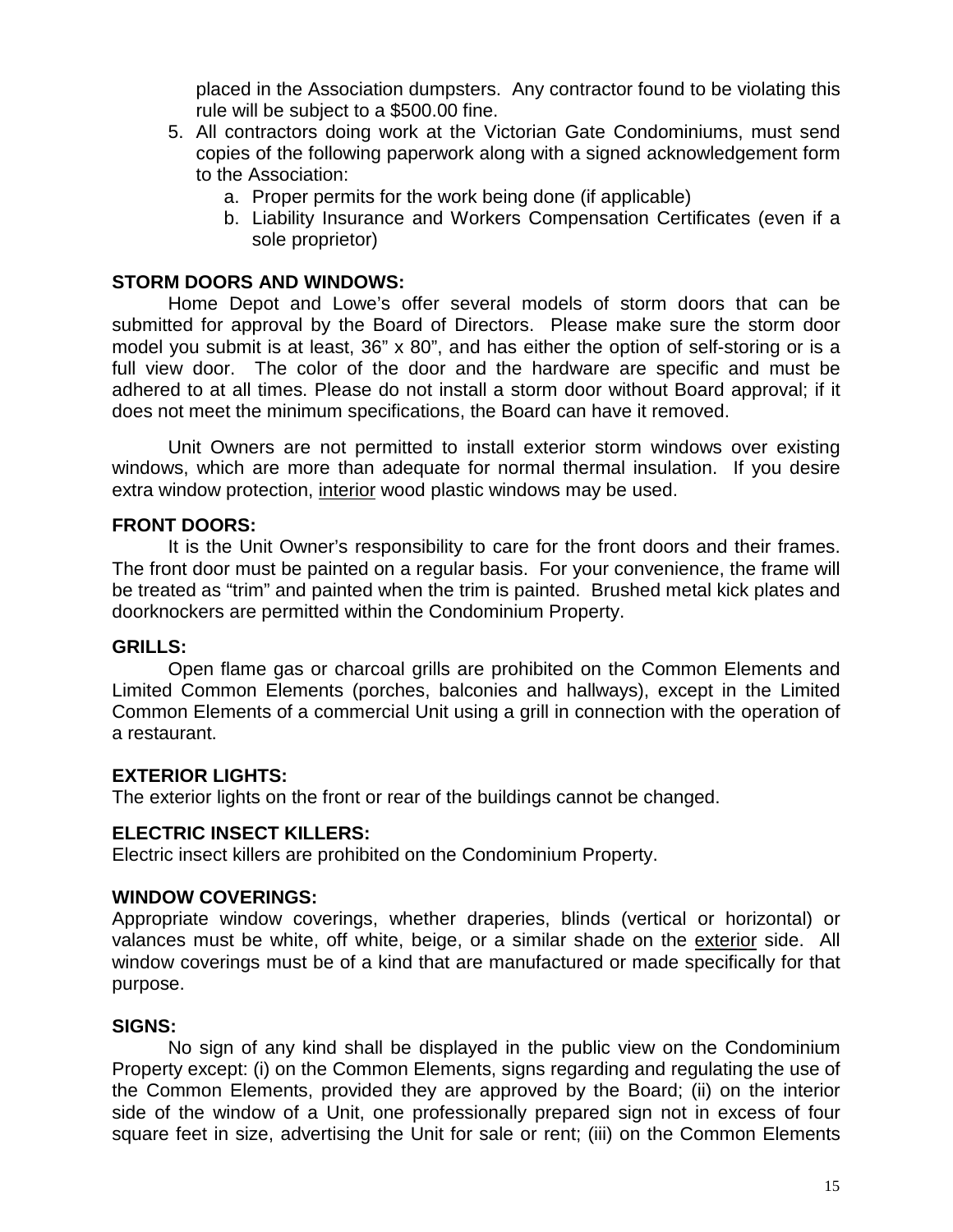placed in the Association dumpsters. Any contractor found to be violating this rule will be subject to a $500.00 fine.

5. All contractors doing work at the Victorian Gate Condominiums, must send copies of the following paperwork along with a signed acknowledgement form to the Association:
    a. Proper permits for the work being done (if applicable)
    b. Liability Insurance and Workers Compensation Certificates (even if a sole proprietor)

**STORM DOORS AND WINDOWS:**

Home Depot and Lowe's offer several models of storm doors that can be submitted for approval by the Board of Directors. Please make sure the storm door model you submit is at least, 36" x 80", and has either the option of self-storing or is a full view door. The color of the door and the hardware are specific and must be adhered to at all times. Please do not install a storm door without Board approval; if it does not meet the minimum specifications, the Board can have it removed.

Unit Owners are not permitted to install exterior storm windows over existing windows, which are more than adequate for normal thermal insulation. If you desire extra window protection, <u>interior</u> wood plastic windows may be used.

**FRONT DOORS:**

It is the Unit Owner's responsibility to care for the front doors and their frames. The front door must be painted on a regular basis. For your convenience, the frame will be treated as "trim" and painted when the trim is painted. Brushed metal kick plates and doorknockers are permitted within the Condominium Property.

**GRILLS:**

Open flame gas or charcoal grills are prohibited on the Common Elements and Limited Common Elements (porches, balconies and hallways), except in the Limited Common Elements of a commercial Unit using a grill in connection with the operation of a restaurant.

**EXTERIOR LIGHTS:**

The exterior lights on the front or rear of the buildings cannot be changed.

**ELECTRIC INSECT KILLERS:**

Electric insect killers are prohibited on the Condominium Property.

**WINDOW COVERINGS:**

Appropriate window coverings, whether draperies, blinds (vertical or horizontal) or valances must be white, off white, beige, or a similar shade on the <u>exterior</u> side. All window coverings must be of a kind that are manufactured or made specifically for that purpose.

**SIGNS:**

No sign of any kind shall be displayed in the public view on the Condominium Property except: (i) on the Common Elements, signs regarding and regulating the use of the Common Elements, provided they are approved by the Board; (ii) on the interior side of the window of a Unit, one professionally prepared sign not in excess of four square feet in size, advertising the Unit for sale or rent; (iii) on the Common Elements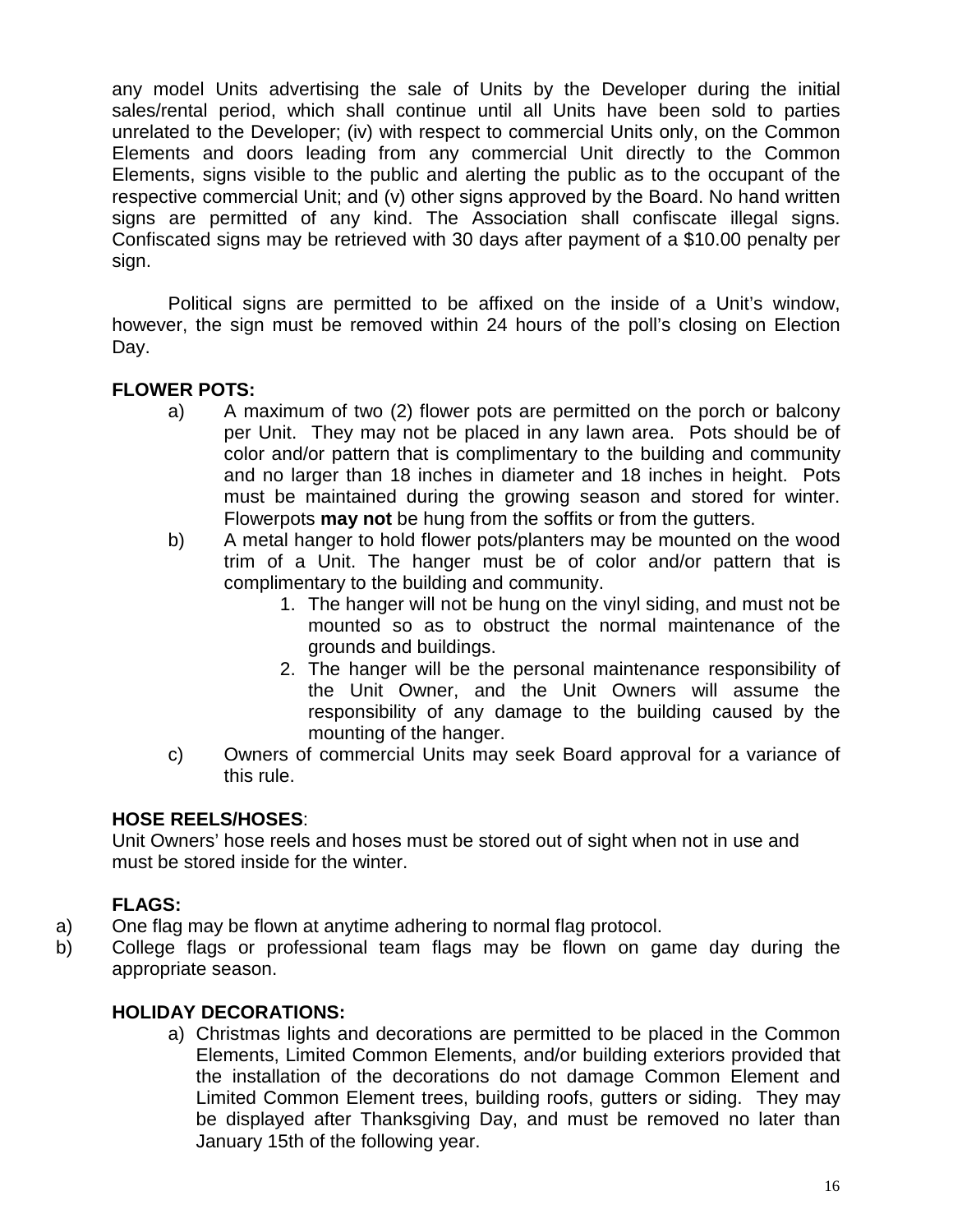any model Units advertising the sale of Units by the Developer during the initial sales/rental period, which shall continue until all Units have been sold to parties unrelated to the Developer; (iv) with respect to commercial Units only, on the Common Elements and doors leading from any commercial Unit directly to the Common Elements, signs visible to the public and alerting the public as to the occupant of the respective commercial Unit; and (v) other signs approved by the Board. No hand written signs are permitted of any kind. The Association shall confiscate illegal signs. Confiscated signs may be retrieved with 30 days after payment of a $10.00 penalty per sign.

Political signs are permitted to be affixed on the inside of a Unit's window, however, the sign must be removed within 24 hours of the poll's closing on Election Day.

**FLOWER POTS:**

a) A maximum of two (2) flower pots are permitted on the porch or balcony per Unit. They may not be placed in any lawn area. Pots should be of color and/or pattern that is complimentary to the building and community and no larger than 18 inches in diameter and 18 inches in height. Pots must be maintained during the growing season and stored for winter. Flowerpots **may not** be hung from the soffits or from the gutters.

b) A metal hanger to hold flower pots/planters may be mounted on the wood trim of a Unit. The hanger must be of color and/or pattern that is complimentary to the building and community.
   1. The hanger will not be hung on the vinyl siding, and must not be mounted so as to obstruct the normal maintenance of the grounds and buildings.
   2. The hanger will be the personal maintenance responsibility of the Unit Owner, and the Unit Owners will assume the responsibility of any damage to the building caused by the mounting of the hanger.

c) Owners of commercial Units may seek Board approval for a variance of this rule.

**HOSE REELS/HOSES**:

Unit Owners' hose reels and hoses must be stored out of sight when not in use and must be stored inside for the winter.

**FLAGS:**

a) One flag may be flown at anytime adhering to normal flag protocol.

b) College flags or professional team flags may be flown on game day during the appropriate season.

**HOLIDAY DECORATIONS:**

a) Christmas lights and decorations are permitted to be placed in the Common Elements, Limited Common Elements, and/or building exteriors provided that the installation of the decorations do not damage Common Element and Limited Common Element trees, building roofs, gutters or siding. They may be displayed after Thanksgiving Day, and must be removed no later than January 15th of the following year.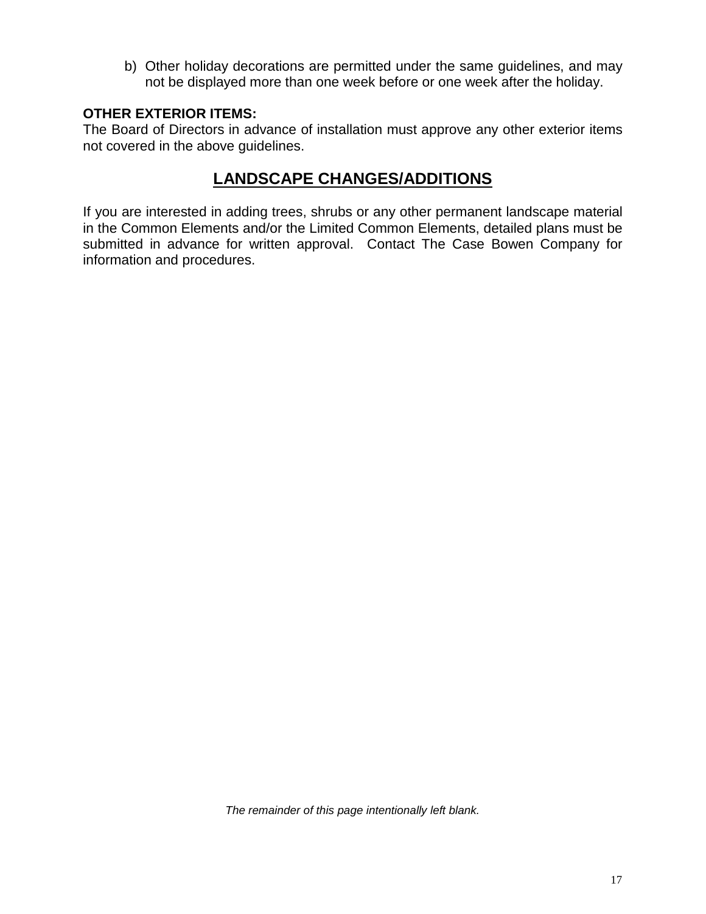b) Other holiday decorations are permitted under the same guidelines, and may not be displayed more than one week before or one week after the holiday.

**OTHER EXTERIOR ITEMS:**
The Board of Directors in advance of installation must approve any other exterior items not covered in the above guidelines.

## LANDSCAPE CHANGES/ADDITIONS

If you are interested in adding trees, shrubs or any other permanent landscape material in the Common Elements and/or the Limited Common Elements, detailed plans must be submitted in advance for written approval. Contact The Case Bowen Company for information and procedures.

*The remainder of this page intentionally left blank.*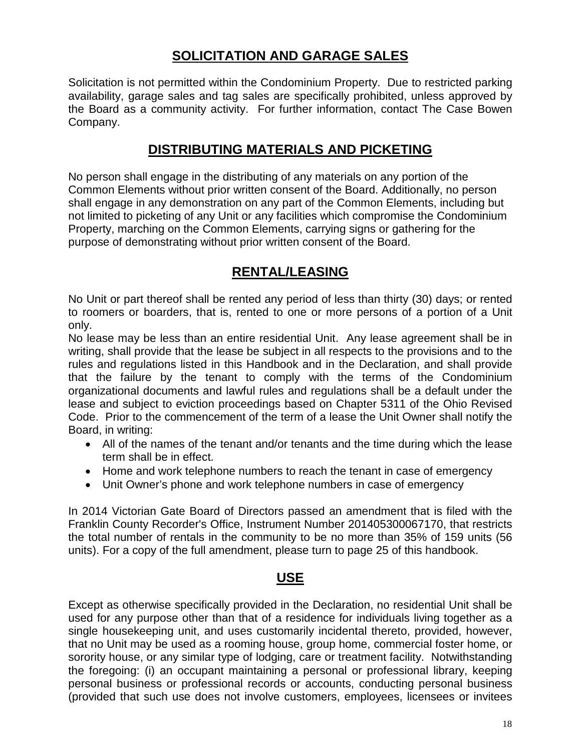## SOLICITATION AND GARAGE SALES

Solicitation is not permitted within the Condominium Property. Due to restricted parking availability, garage sales and tag sales are specifically prohibited, unless approved by the Board as a community activity. For further information, contact The Case Bowen Company.

## DISTRIBUTING MATERIALS AND PICKETING

No person shall engage in the distributing of any materials on any portion of the Common Elements without prior written consent of the Board. Additionally, no person shall engage in any demonstration on any part of the Common Elements, including but not limited to picketing of any Unit or any facilities which compromise the Condominium Property, marching on the Common Elements, carrying signs or gathering for the purpose of demonstrating without prior written consent of the Board.

## RENTAL/LEASING

No Unit or part thereof shall be rented any period of less than thirty (30) days; or rented to roomers or boarders, that is, rented to one or more persons of a portion of a Unit only.

No lease may be less than an entire residential Unit. Any lease agreement shall be in writing, shall provide that the lease be subject in all respects to the provisions and to the rules and regulations listed in this Handbook and in the Declaration, and shall provide that the failure by the tenant to comply with the terms of the Condominium organizational documents and lawful rules and regulations shall be a default under the lease and subject to eviction proceedings based on Chapter 5311 of the Ohio Revised Code. Prior to the commencement of the term of a lease the Unit Owner shall notify the Board, in writing:

- All of the names of the tenant and/or tenants and the time during which the lease term shall be in effect.
- Home and work telephone numbers to reach the tenant in case of emergency
- Unit Owner's phone and work telephone numbers in case of emergency

In 2014 Victorian Gate Board of Directors passed an amendment that is filed with the Franklin County Recorder's Office, Instrument Number 201405300067170, that restricts the total number of rentals in the community to be no more than 35% of 159 units (56 units). For a copy of the full amendment, please turn to page 25 of this handbook.

## USE

Except as otherwise specifically provided in the Declaration, no residential Unit shall be used for any purpose other than that of a residence for individuals living together as a single housekeeping unit, and uses customarily incidental thereto, provided, however, that no Unit may be used as a rooming house, group home, commercial foster home, or sorority house, or any similar type of lodging, care or treatment facility. Notwithstanding the foregoing: (i) an occupant maintaining a personal or professional library, keeping personal business or professional records or accounts, conducting personal business (provided that such use does not involve customers, employees, licensees or invitees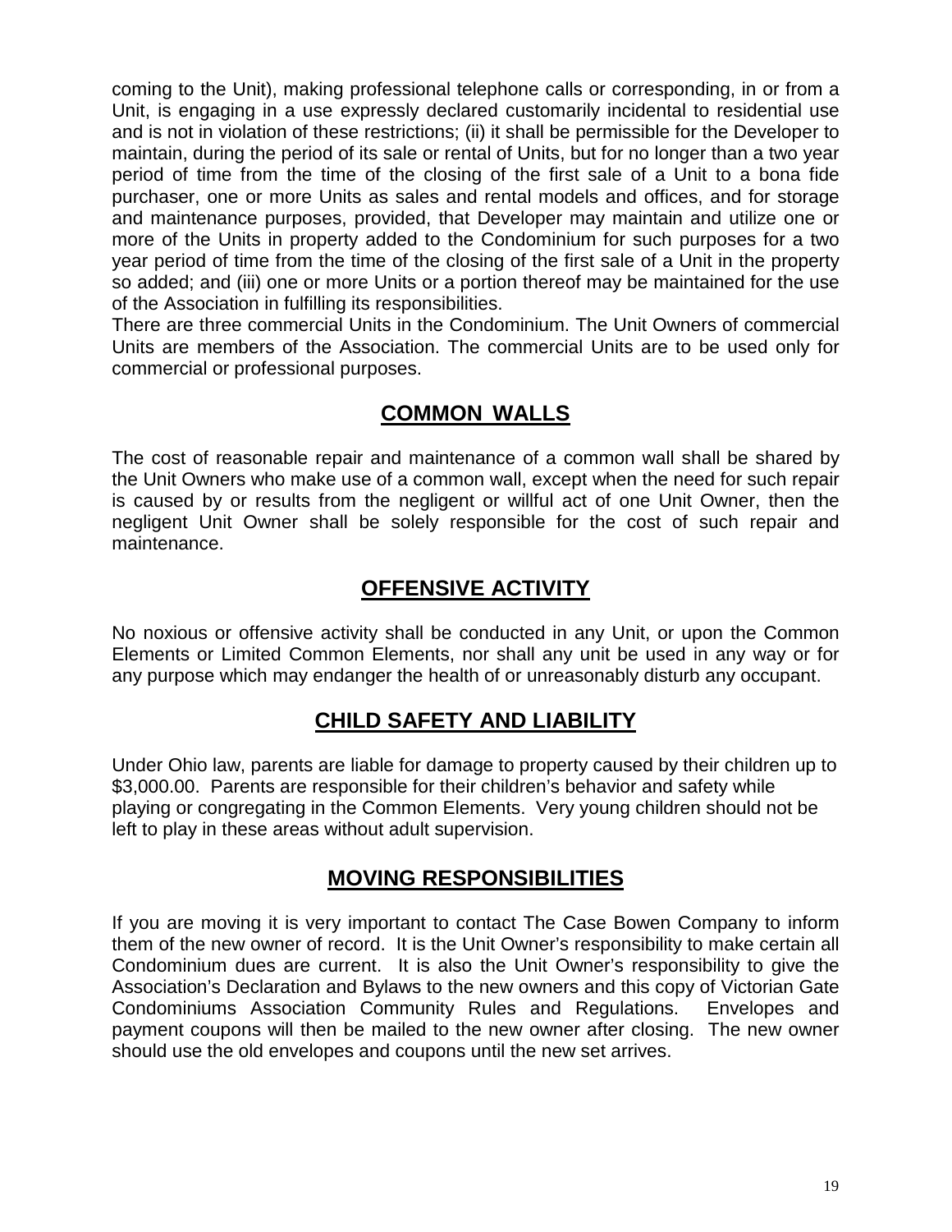coming to the Unit), making professional telephone calls or corresponding, in or from a Unit, is engaging in a use expressly declared customarily incidental to residential use and is not in violation of these restrictions; (ii) it shall be permissible for the Developer to maintain, during the period of its sale or rental of Units, but for no longer than a two year period of time from the time of the closing of the first sale of a Unit to a bona fide purchaser, one or more Units as sales and rental models and offices, and for storage and maintenance purposes, provided, that Developer may maintain and utilize one or more of the Units in property added to the Condominium for such purposes for a two year period of time from the time of the closing of the first sale of a Unit in the property so added; and (iii) one or more Units or a portion thereof may be maintained for the use of the Association in fulfilling its responsibilities.

There are three commercial Units in the Condominium. The Unit Owners of commercial Units are members of the Association. The commercial Units are to be used only for commercial or professional purposes.

## COMMON WALLS

The cost of reasonable repair and maintenance of a common wall shall be shared by the Unit Owners who make use of a common wall, except when the need for such repair is caused by or results from the negligent or willful act of one Unit Owner, then the negligent Unit Owner shall be solely responsible for the cost of such repair and maintenance.

## OFFENSIVE ACTIVITY

No noxious or offensive activity shall be conducted in any Unit, or upon the Common Elements or Limited Common Elements, nor shall any unit be used in any way or for any purpose which may endanger the health of or unreasonably disturb any occupant.

## CHILD SAFETY AND LIABILITY

Under Ohio law, parents are liable for damage to property caused by their children up to $3,000.00. Parents are responsible for their children's behavior and safety while playing or congregating in the Common Elements. Very young children should not be left to play in these areas without adult supervision.

## MOVING RESPONSIBILITIES

If you are moving it is very important to contact The Case Bowen Company to inform them of the new owner of record. It is the Unit Owner's responsibility to make certain all Condominium dues are current. It is also the Unit Owner's responsibility to give the Association's Declaration and Bylaws to the new owners and this copy of Victorian Gate Condominiums Association Community Rules and Regulations. Envelopes and payment coupons will then be mailed to the new owner after closing. The new owner should use the old envelopes and coupons until the new set arrives.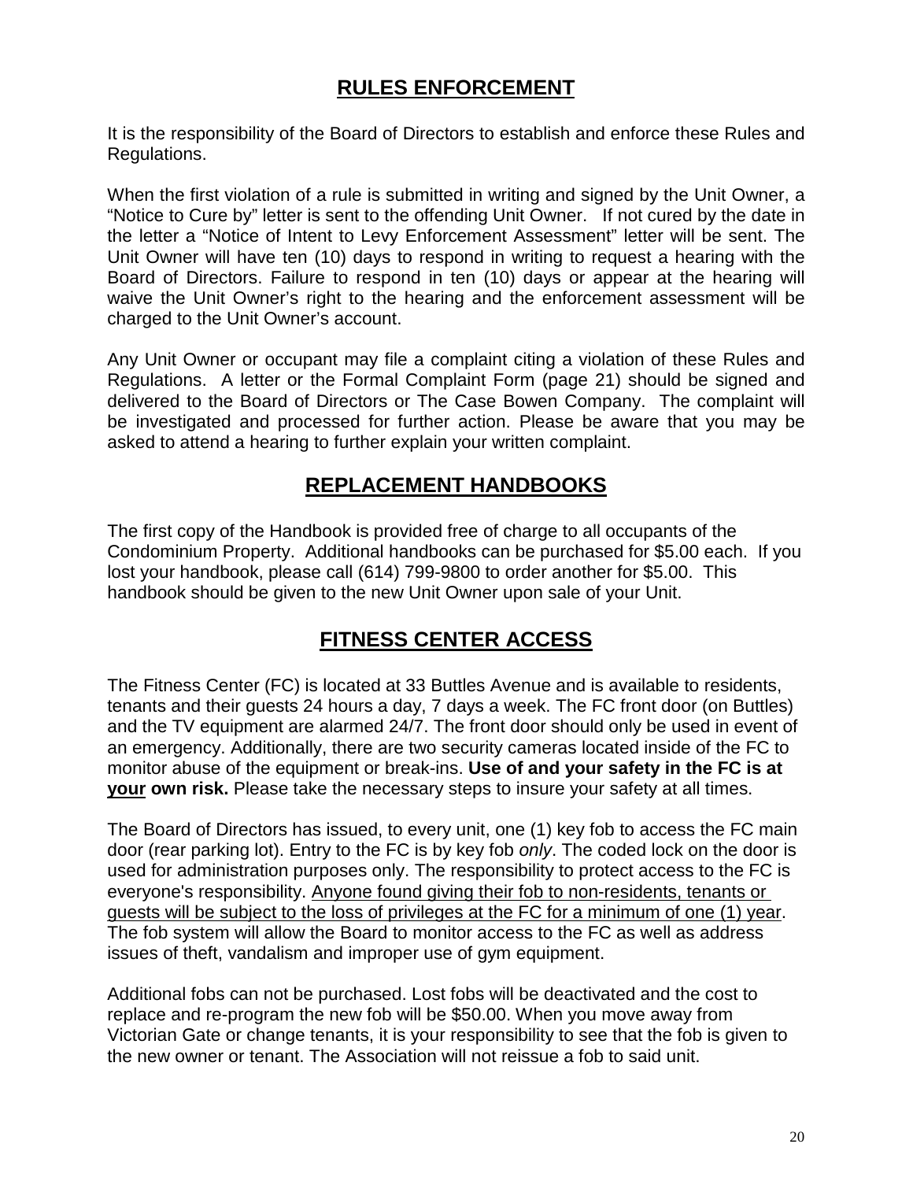## RULES ENFORCEMENT

It is the responsibility of the Board of Directors to establish and enforce these Rules and Regulations.

When the first violation of a rule is submitted in writing and signed by the Unit Owner, a "Notice to Cure by" letter is sent to the offending Unit Owner. If not cured by the date in the letter a "Notice of Intent to Levy Enforcement Assessment" letter will be sent. The Unit Owner will have ten (10) days to respond in writing to request a hearing with the Board of Directors. Failure to respond in ten (10) days or appear at the hearing will waive the Unit Owner's right to the hearing and the enforcement assessment will be charged to the Unit Owner's account.

Any Unit Owner or occupant may file a complaint citing a violation of these Rules and Regulations. A letter or the Formal Complaint Form (page 21) should be signed and delivered to the Board of Directors or The Case Bowen Company. The complaint will be investigated and processed for further action. Please be aware that you may be asked to attend a hearing to further explain your written complaint.

## REPLACEMENT HANDBOOKS

The first copy of the Handbook is provided free of charge to all occupants of the Condominium Property. Additional handbooks can be purchased for $5.00 each. If you lost your handbook, please call (614) 799-9800 to order another for $5.00. This handbook should be given to the new Unit Owner upon sale of your Unit.

## FITNESS CENTER ACCESS

The Fitness Center (FC) is located at 33 Buttles Avenue and is available to residents, tenants and their guests 24 hours a day, 7 days a week. The FC front door (on Buttles) and the TV equipment are alarmed 24/7. The front door should only be used in event of an emergency. Additionally, there are two security cameras located inside of the FC to monitor abuse of the equipment or break-ins. **Use of and your safety in the FC is at <u>your</u> own risk.** Please take the necessary steps to insure your safety at all times.

The Board of Directors has issued, to every unit, one (1) key fob to access the FC main door (rear parking lot). Entry to the FC is by key fob *only*. The coded lock on the door is used for administration purposes only. The responsibility to protect access to the FC is everyone's responsibility. <u>Anyone found giving their fob to non-residents, tenants or guests will be subject to the loss of privileges at the FC for a minimum of one (1) year</u>. The fob system will allow the Board to monitor access to the FC as well as address issues of theft, vandalism and improper use of gym equipment.

Additional fobs can not be purchased. Lost fobs will be deactivated and the cost to replace and re-program the new fob will be $50.00. When you move away from Victorian Gate or change tenants, it is your responsibility to see that the fob is given to the new owner or tenant. The Association will not reissue a fob to said unit.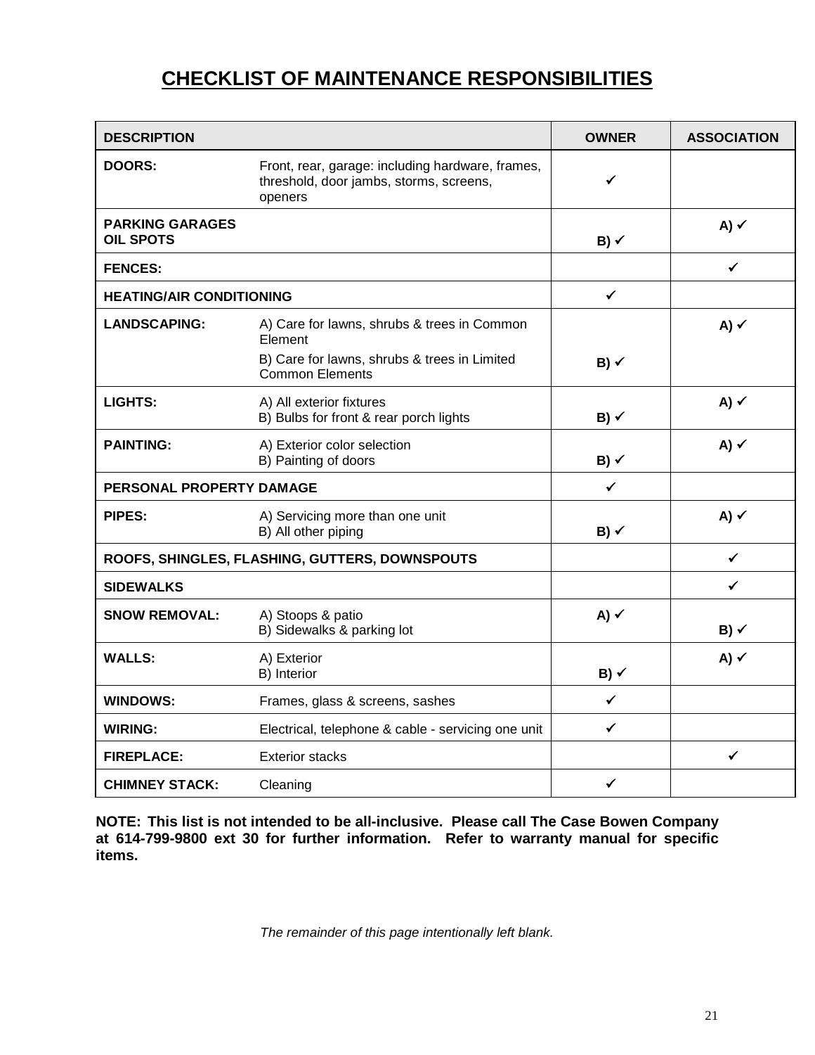# CHECKLIST OF MAINTENANCE RESPONSIBILITIES

| DESCRIPTION | | OWNER | ASSOCIATION |
|---|---|---|---|
| **DOORS:** | Front, rear, garage: including hardware, frames, threshold, door jambs, storms, screens, openers | ✓ | |
| **PARKING GARAGES**<br>**OIL SPOTS** | | **B)** ✓ | **A)** ✓ |
| **FENCES:** | | | ✓ |
| **HEATING/AIR CONDITIONING** | | ✓ | |
| **LANDSCAPING:** | A) Care for lawns, shrubs & trees in Common Element<br>B) Care for lawns, shrubs & trees in Limited Common Elements | **B)** ✓ | **A)** ✓ |
| **LIGHTS:** | A) All exterior fixtures<br>B) Bulbs for front & rear porch lights | **B)** ✓ | **A)** ✓ |
| **PAINTING:** | A) Exterior color selection<br>B) Painting of doors | **B)** ✓ | **A)** ✓ |
| **PERSONAL PROPERTY DAMAGE** | | ✓ | |
| **PIPES:** | A) Servicing more than one unit<br>B) All other piping | **B)** ✓ | **A)** ✓ |
| **ROOFS, SHINGLES, FLASHING, GUTTERS, DOWNSPOUTS** | | | ✓ |
| **SIDEWALKS** | | | ✓ |
| **SNOW REMOVAL:** | A) Stoops & patio<br>B) Sidewalks & parking lot | **A)** ✓ | **B)** ✓ |
| **WALLS:** | A) Exterior<br>B) Interior | **B)** ✓ | **A)** ✓ |
| **WINDOWS:** | Frames, glass & screens, sashes | ✓ | |
| **WIRING:** | Electrical, telephone & cable - servicing one unit | ✓ | |
| **FIREPLACE:** | Exterior stacks | | ✓ |
| **CHIMNEY STACK:** | Cleaning | ✓ | |

**NOTE: This list is not intended to be all-inclusive. Please call The Case Bowen Company at 614-799-9800 ext 30 for further information. Refer to warranty manual for specific items.**

*The remainder of this page intentionally left blank.*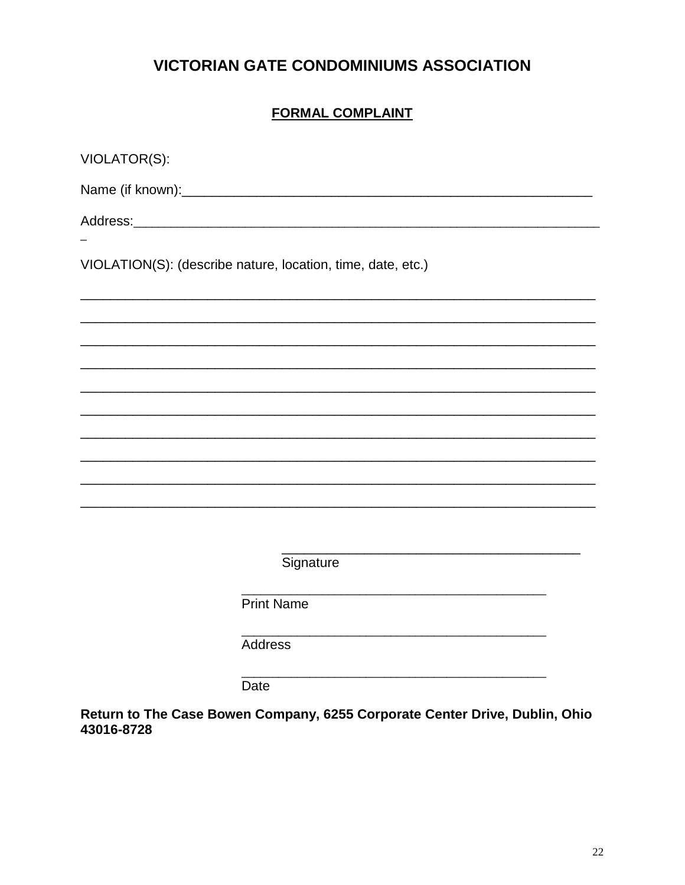# VICTORIAN GATE CONDOMINIUMS ASSOCIATION

## FORMAL COMPLAINT

VIOLATOR(S):

Name (if known):_________________________________________________________

Address:_________________________________________________________________
_

VIOLATION(S): (describe nature, location, time, date, etc.)

_________________________________________________________________________

_________________________________________________________________________

_________________________________________________________________________

_________________________________________________________________________

_________________________________________________________________________

_________________________________________________________________________

_________________________________________________________________________

_________________________________________________________________________

_________________________________________________________________________

_________________________________________________________________________

__________________________________________
Signature

__________________________________________
Print Name

__________________________________________
Address

__________________________________________
Date

**Return to The Case Bowen Company, 6255 Corporate Center Drive, Dublin, Ohio 43016-8728**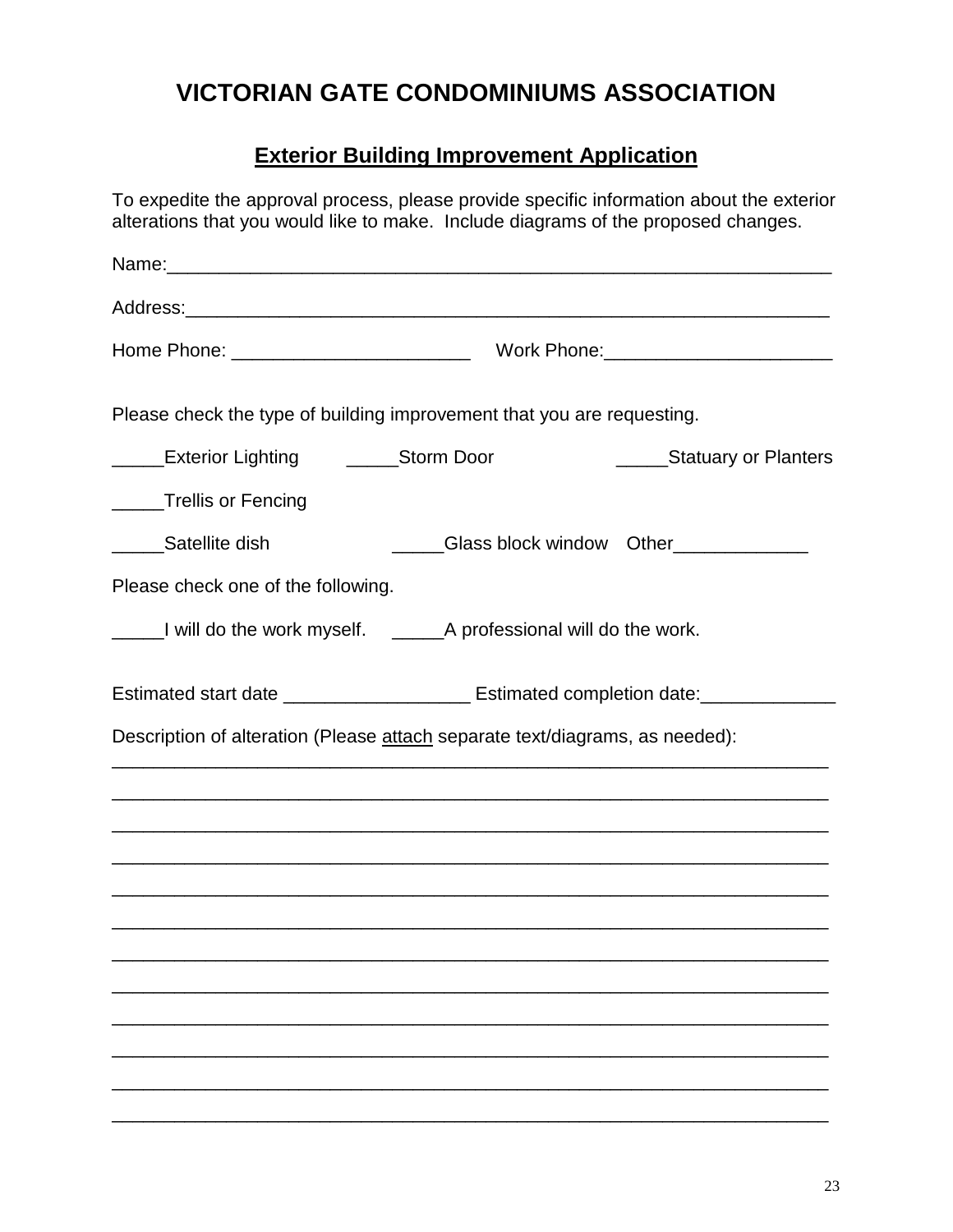# VICTORIAN GATE CONDOMINIUMS ASSOCIATION

## Exterior Building Improvement Application

To expedite the approval process, please provide specific information about the exterior alterations that you would like to make. Include diagrams of the proposed changes.

Name:_________________________________________________________________

Address:_______________________________________________________________

Home Phone: _______________________ Work Phone:______________________

Please check the type of building improvement that you are requesting.

_____Exterior Lighting _____Storm Door _____Statuary or Planters

_____Trellis or Fencing

_____Satellite dish _____Glass block window Other_____________

Please check one of the following.

_____I will do the work myself. _____A professional will do the work.

Estimated start date __________________ Estimated completion date:_____________

Description of alteration (Please <u>attach</u> separate text/diagrams, as needed):

______________________________________________________________________

______________________________________________________________________

______________________________________________________________________

______________________________________________________________________

______________________________________________________________________

______________________________________________________________________

______________________________________________________________________

______________________________________________________________________

______________________________________________________________________

______________________________________________________________________

______________________________________________________________________

______________________________________________________________________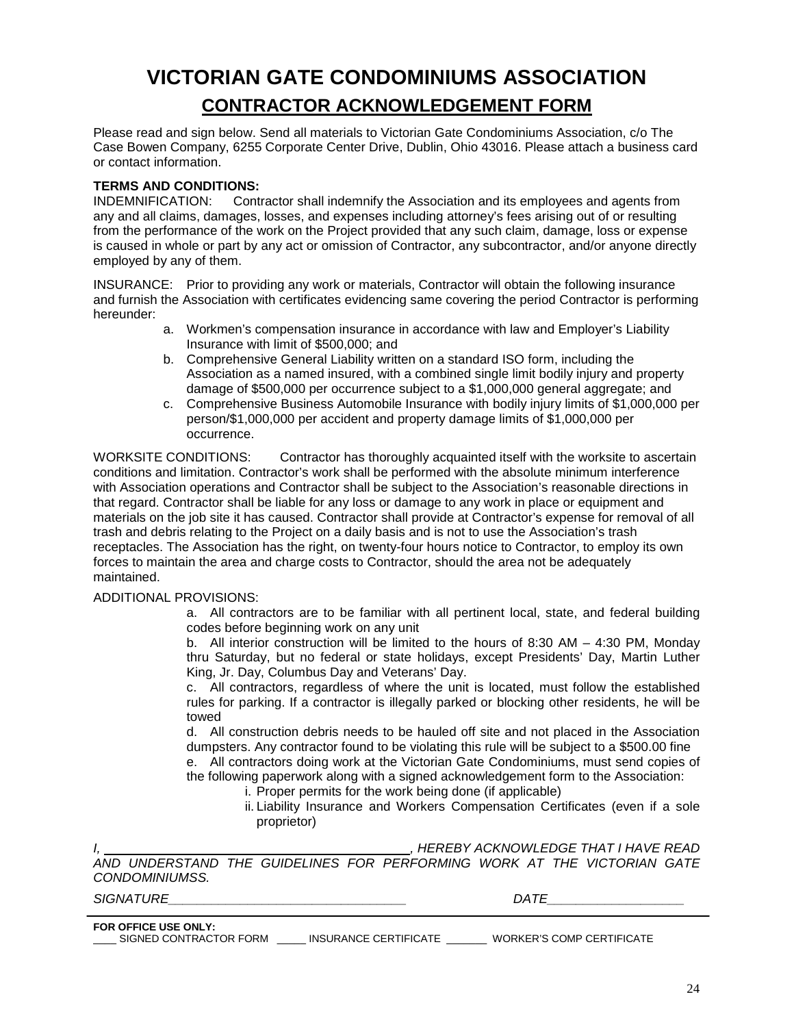# VICTORIAN GATE CONDOMINIUMS ASSOCIATION

## CONTRACTOR ACKNOWLEDGEMENT FORM

Please read and sign below. Send all materials to Victorian Gate Condominiums Association, c/o The Case Bowen Company, 6255 Corporate Center Drive, Dublin, Ohio 43016. Please attach a business card or contact information.

**TERMS AND CONDITIONS:**

INDEMNIFICATION: Contractor shall indemnify the Association and its employees and agents from any and all claims, damages, losses, and expenses including attorney's fees arising out of or resulting from the performance of the work on the Project provided that any such claim, damage, loss or expense is caused in whole or part by any act or omission of Contractor, any subcontractor, and/or anyone directly employed by any of them.

INSURANCE: Prior to providing any work or materials, Contractor will obtain the following insurance and furnish the Association with certificates evidencing same covering the period Contractor is performing hereunder:

a. Workmen's compensation insurance in accordance with law and Employer's Liability Insurance with limit of $500,000; and
b. Comprehensive General Liability written on a standard ISO form, including the Association as a named insured, with a combined single limit bodily injury and property damage of $500,000 per occurrence subject to a $1,000,000 general aggregate; and
c. Comprehensive Business Automobile Insurance with bodily injury limits of $1,000,000 per person/$1,000,000 per accident and property damage limits of $1,000,000 per occurrence.

WORKSITE CONDITIONS: Contractor has thoroughly acquainted itself with the worksite to ascertain conditions and limitation. Contractor's work shall be performed with the absolute minimum interference with Association operations and Contractor shall be subject to the Association's reasonable directions in that regard. Contractor shall be liable for any loss or damage to any work in place or equipment and materials on the job site it has caused. Contractor shall provide at Contractor's expense for removal of all trash and debris relating to the Project on a daily basis and is not to use the Association's trash receptacles. The Association has the right, on twenty-four hours notice to Contractor, to employ its own forces to maintain the area and charge costs to Contractor, should the area not be adequately maintained.

ADDITIONAL PROVISIONS:

a. All contractors are to be familiar with all pertinent local, state, and federal building codes before beginning work on any unit
b. All interior construction will be limited to the hours of 8:30 AM – 4:30 PM, Monday thru Saturday, but no federal or state holidays, except Presidents' Day, Martin Luther King, Jr. Day, Columbus Day and Veterans' Day.
c. All contractors, regardless of where the unit is located, must follow the established rules for parking. If a contractor is illegally parked or blocking other residents, he will be towed
d. All construction debris needs to be hauled off site and not placed in the Association dumpsters. Any contractor found to be violating this rule will be subject to a $500.00 fine
e. All contractors doing work at the Victorian Gate Condominiums, must send copies of the following paperwork along with a signed acknowledgement form to the Association:
   i. Proper permits for the work being done (if applicable)
   ii. Liability Insurance and Workers Compensation Certificates (even if a sole proprietor)

*I, \_\_\_\_\_\_\_\_\_\_\_\_\_\_\_\_\_\_\_\_\_\_\_\_\_\_\_\_\_\_\_\_\_\_\_\_, HEREBY ACKNOWLEDGE THAT I HAVE READ AND UNDERSTAND THE GUIDELINES FOR PERFORMING WORK AT THE VICTORIAN GATE CONDOMINIUMSS.*

*SIGNATURE\_\_\_\_\_\_\_\_\_\_\_\_\_\_\_\_\_\_\_\_\_\_\_\_\_\_\_\_\_\_\_\_* *DATE\_\_\_\_\_\_\_\_\_\_\_\_\_\_\_\_\_\_*

---

**FOR OFFICE USE ONLY:**

\_\_\_\_ SIGNED CONTRACTOR FORM \_\_\_\_\_ INSURANCE CERTIFICATE \_\_\_\_\_\_\_ WORKER'S COMP CERTIFICATE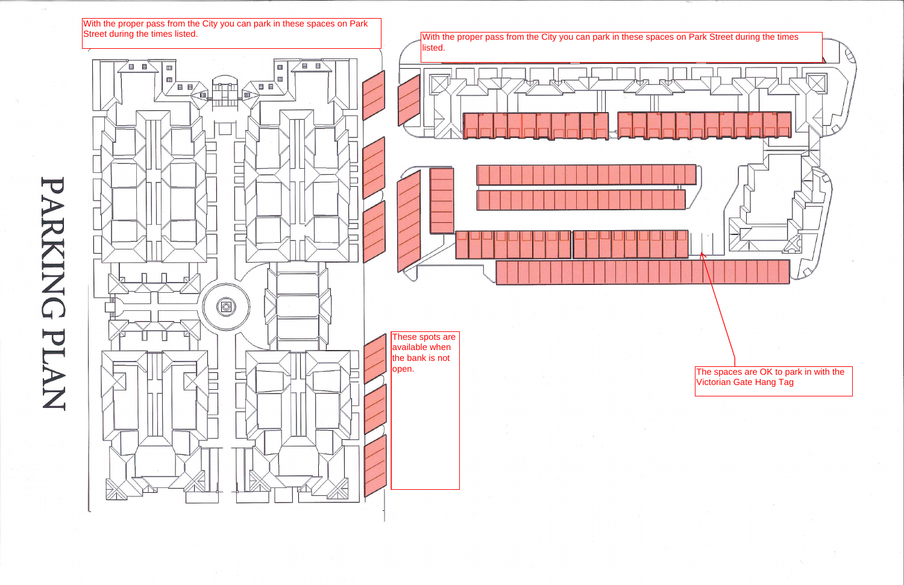# PARKING PLAN

With the proper pass from the City you can park in these spaces on Park Street during the times listed.

With the proper pass from the City you can park in these spaces on Park Street during the times listed.

These spots are available when the bank is not open.

The spaces are OK to park in with the Victorian Gate Hang Tag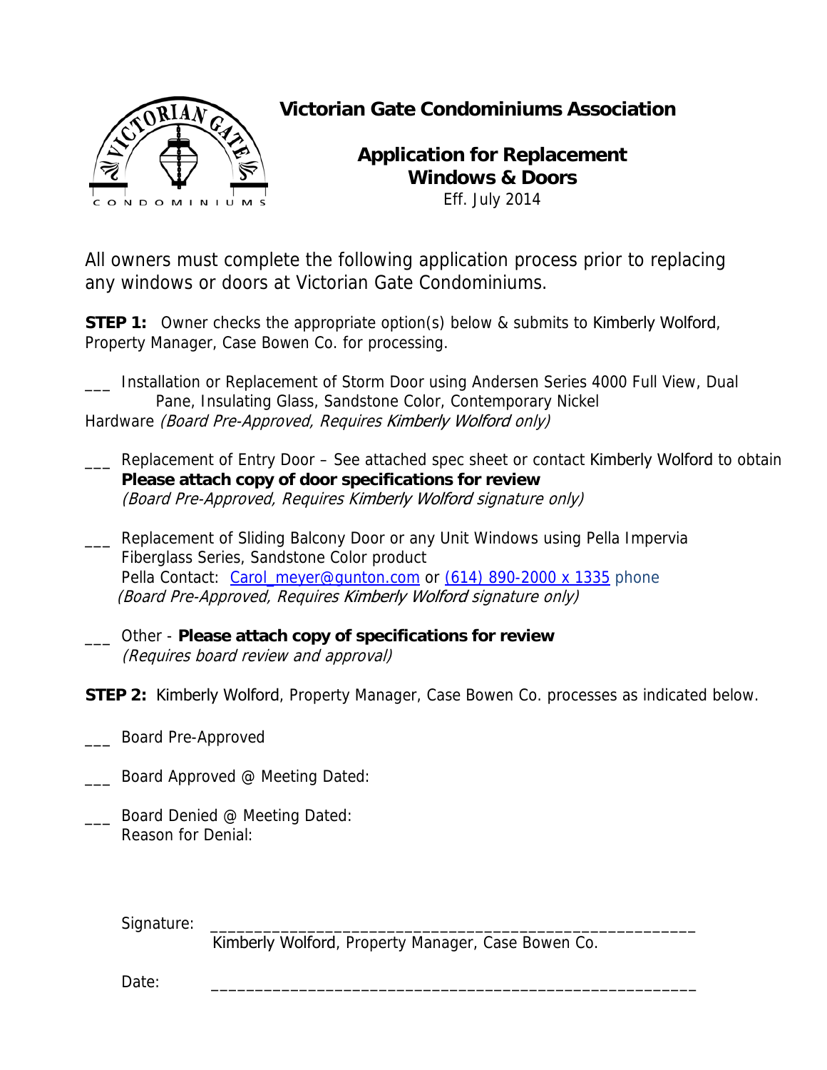# Victorian Gate Condominiums Association

## Application for Replacement Windows & Doors

Eff. July 2014

All owners must complete the following application process prior to replacing any windows or doors at Victorian Gate Condominiums.

**STEP 1:** Owner checks the appropriate option(s) below & submits to Kimberly Wolford, Property Manager, Case Bowen Co. for processing.

___ Installation or Replacement of Storm Door using Andersen Series 4000 Full View, Dual Pane, Insulating Glass, Sandstone Color, Contemporary Nickel Hardware *(Board Pre-Approved, Requires Kimberly Wolford only)*

___ Replacement of Entry Door – See attached spec sheet or contact Kimberly Wolford to obtain **Please attach copy of door specifications for review** *(Board Pre-Approved, Requires Kimberly Wolford signature only)*

___ Replacement of Sliding Balcony Door or any Unit Windows using Pella Impervia Fiberglass Series, Sandstone Color product
Pella Contact: Carol_meyer@gunton.com or (614) 890-2000 x 1335 phone
*(Board Pre-Approved, Requires Kimberly Wolford signature only)*

___ Other - **Please attach copy of specifications for review**
*(Requires board review and approval)*

**STEP 2:** Kimberly Wolford, Property Manager, Case Bowen Co. processes as indicated below.

___ Board Pre-Approved

___ Board Approved @ Meeting Dated:

___ Board Denied @ Meeting Dated:
Reason for Denial:

Signature: ________________________________________________________
Kimberly Wolford, Property Manager, Case Bowen Co.

Date: ________________________________________________________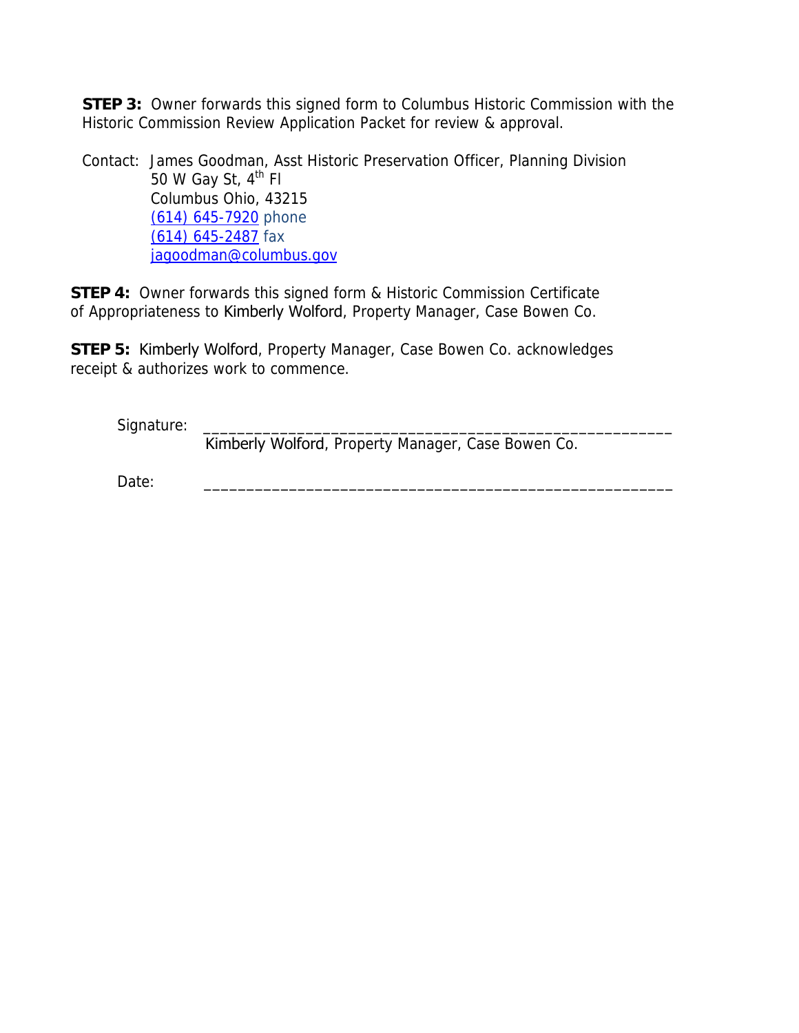**STEP 3:** Owner forwards this signed form to Columbus Historic Commission with the Historic Commission Review Application Packet for review & approval.

Contact: James Goodman, Asst Historic Preservation Officer, Planning Division
50 W Gay St, 4th Fl
Columbus Ohio, 43215
(614) 645-7920 phone
(614) 645-2487 fax
jagoodman@columbus.gov

**STEP 4:** Owner forwards this signed form & Historic Commission Certificate of Appropriateness to Kimberly Wolford, Property Manager, Case Bowen Co.

**STEP 5:** Kimberly Wolford, Property Manager, Case Bowen Co. acknowledges receipt & authorizes work to commence.

Signature: ______________________________________________________
Kimberly Wolford, Property Manager, Case Bowen Co.

Date: ______________________________________________________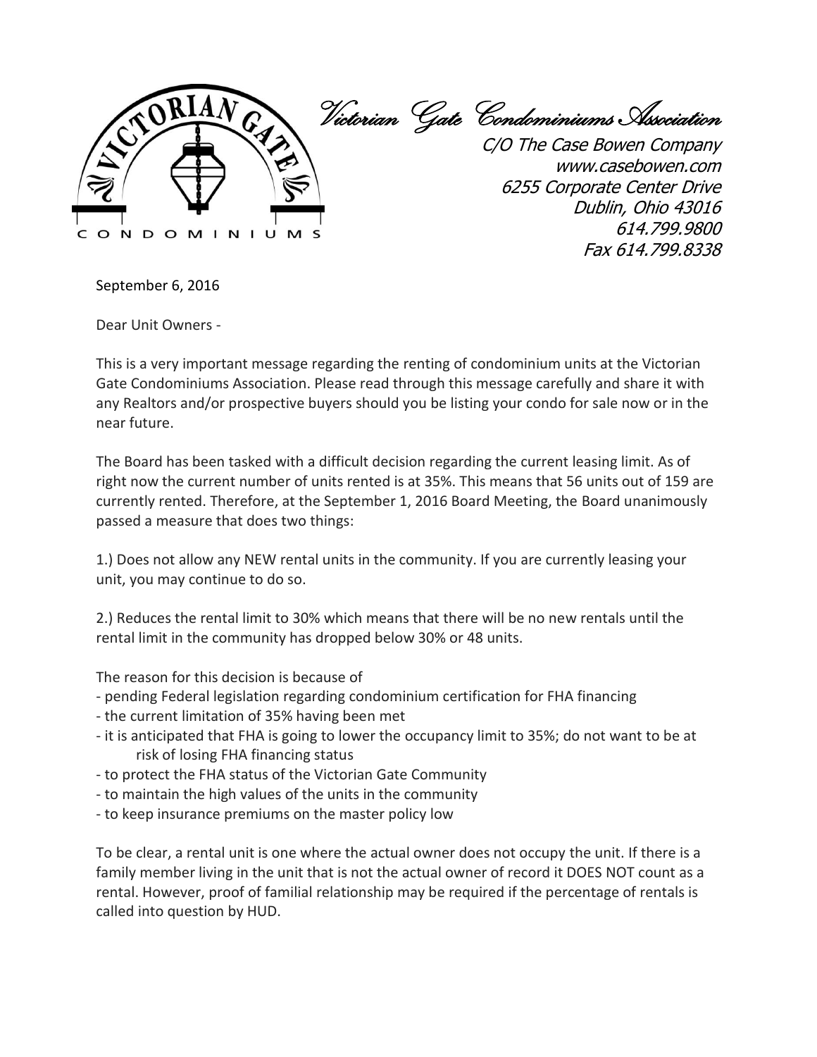# Victorian Gate Condominiums Association

C/O The Case Bowen Company
www.casebowen.com
6255 Corporate Center Drive
Dublin, Ohio 43016
614.799.9800
Fax 614.799.8338

September 6, 2016

Dear Unit Owners -

This is a very important message regarding the renting of condominium units at the Victorian Gate Condominiums Association. Please read through this message carefully and share it with any Realtors and/or prospective buyers should you be listing your condo for sale now or in the near future.

The Board has been tasked with a difficult decision regarding the current leasing limit. As of right now the current number of units rented is at 35%. This means that 56 units out of 159 are currently rented. Therefore, at the September 1, 2016 Board Meeting, the Board unanimously passed a measure that does two things:

1.) Does not allow any NEW rental units in the community. If you are currently leasing your unit, you may continue to do so.

2.) Reduces the rental limit to 30% which means that there will be no new rentals until the rental limit in the community has dropped below 30% or 48 units.

The reason for this decision is because of

- pending Federal legislation regarding condominium certification for FHA financing
- the current limitation of 35% having been met
- it is anticipated that FHA is going to lower the occupancy limit to 35%; do not want to be at risk of losing FHA financing status
- to protect the FHA status of the Victorian Gate Community
- to maintain the high values of the units in the community
- to keep insurance premiums on the master policy low

To be clear, a rental unit is one where the actual owner does not occupy the unit. If there is a family member living in the unit that is not the actual owner of record it DOES NOT count as a rental. However, proof of familial relationship may be required if the percentage of rentals is called into question by HUD.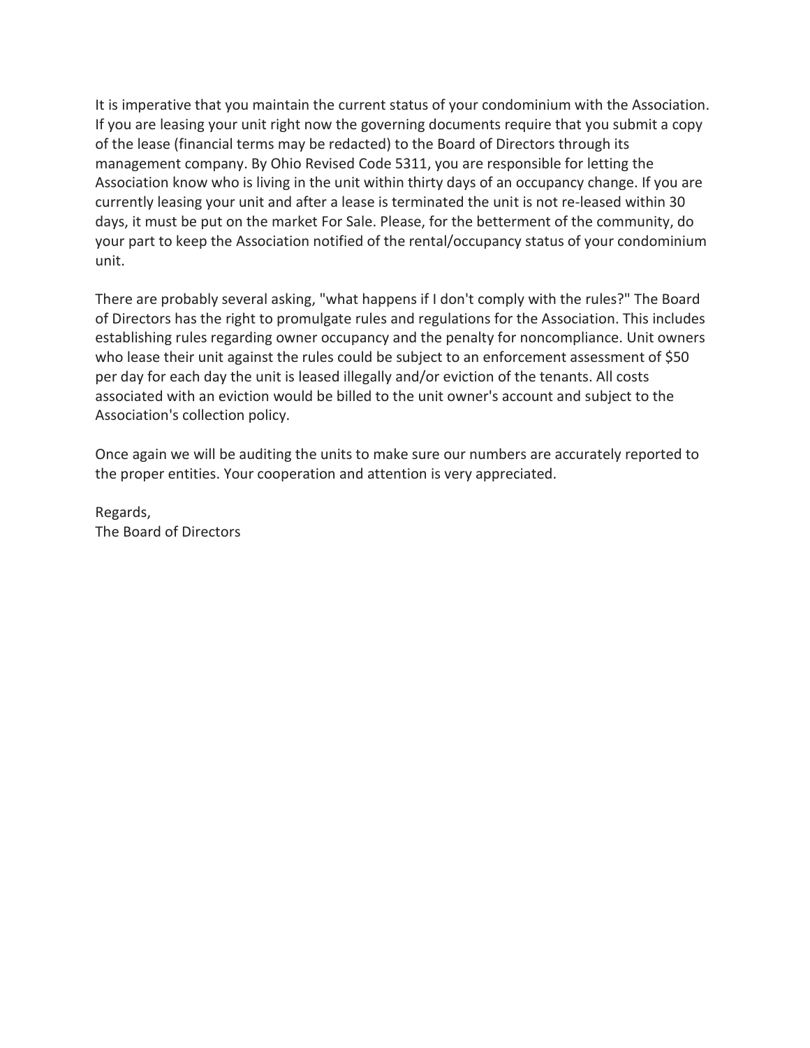It is imperative that you maintain the current status of your condominium with the Association. If you are leasing your unit right now the governing documents require that you submit a copy of the lease (financial terms may be redacted) to the Board of Directors through its management company. By Ohio Revised Code 5311, you are responsible for letting the Association know who is living in the unit within thirty days of an occupancy change. If you are currently leasing your unit and after a lease is terminated the unit is not re-leased within 30 days, it must be put on the market For Sale. Please, for the betterment of the community, do your part to keep the Association notified of the rental/occupancy status of your condominium unit.

There are probably several asking, "what happens if I don't comply with the rules?" The Board of Directors has the right to promulgate rules and regulations for the Association. This includes establishing rules regarding owner occupancy and the penalty for noncompliance. Unit owners who lease their unit against the rules could be subject to an enforcement assessment of $50 per day for each day the unit is leased illegally and/or eviction of the tenants. All costs associated with an eviction would be billed to the unit owner's account and subject to the Association's collection policy.

Once again we will be auditing the units to make sure our numbers are accurately reported to the proper entities. Your cooperation and attention is very appreciated.

Regards,
The Board of Directors